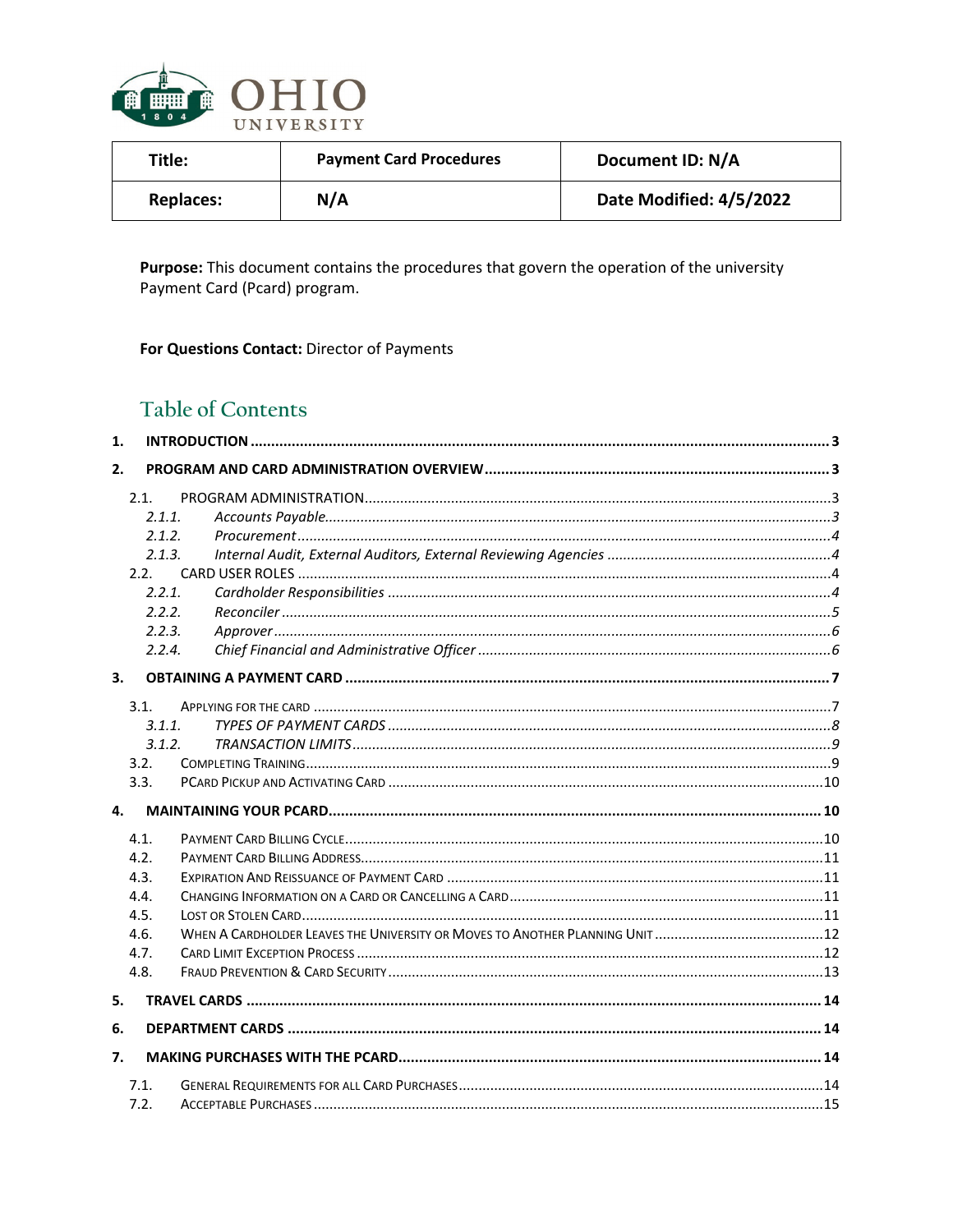| Title: | Payment Card Procedures | Document ID: N/A |
| --- | --- | --- |
| Replaces: | N/A | Date Modified: 4/5/2022 |

**Purpose:** This document contains the procedures that govern the operation of the university Payment Card (Pcard) program.

**For Questions Contact:** Director of Payments

## Table of Contents

**1. INTRODUCTION** ..... 3

**2. PROGRAM AND CARD ADMINISTRATION OVERVIEW** ..... 3

- 2.1. PROGRAM ADMINISTRATION ..... 3
  - *2.1.1. Accounts Payable* ..... 3
  - *2.1.2. Procurement* ..... 4
  - *2.1.3. Internal Audit, External Auditors, External Reviewing Agencies* ..... 4
- 2.2. CARD USER ROLES ..... 4
  - *2.2.1. Cardholder Responsibilities* ..... 4
  - *2.2.2. Reconciler* ..... 5
  - *2.2.3. Approver* ..... 6
  - *2.2.4. Chief Financial and Administrative Officer* ..... 6

**3. OBTAINING A PAYMENT CARD** ..... 7

- 3.1. APPLYING FOR THE CARD ..... 7
  - *3.1.1. TYPES OF PAYMENT CARDS* ..... 8
  - *3.1.2. TRANSACTION LIMITS* ..... 9
- 3.2. COMPLETING TRAINING ..... 9
- 3.3. PCARD PICKUP AND ACTIVATING CARD ..... 10

**4. MAINTAINING YOUR PCARD** ..... 10

- 4.1. PAYMENT CARD BILLING CYCLE ..... 10
- 4.2. PAYMENT CARD BILLING ADDRESS ..... 11
- 4.3. EXPIRATION AND REISSUANCE OF PAYMENT CARD ..... 11
- 4.4. CHANGING INFORMATION ON A CARD OR CANCELLING A CARD ..... 11
- 4.5. LOST OR STOLEN CARD ..... 11
- 4.6. WHEN A CARDHOLDER LEAVES THE UNIVERSITY OR MOVES TO ANOTHER PLANNING UNIT ..... 12
- 4.7. CARD LIMIT EXCEPTION PROCESS ..... 12
- 4.8. FRAUD PREVENTION & CARD SECURITY ..... 13

**5. TRAVEL CARDS** ..... 14

**6. DEPARTMENT CARDS** ..... 14

**7. MAKING PURCHASES WITH THE PCARD** ..... 14

- 7.1. GENERAL REQUIREMENTS FOR ALL CARD PURCHASES ..... 14
- 7.2. ACCEPTABLE PURCHASES ..... 15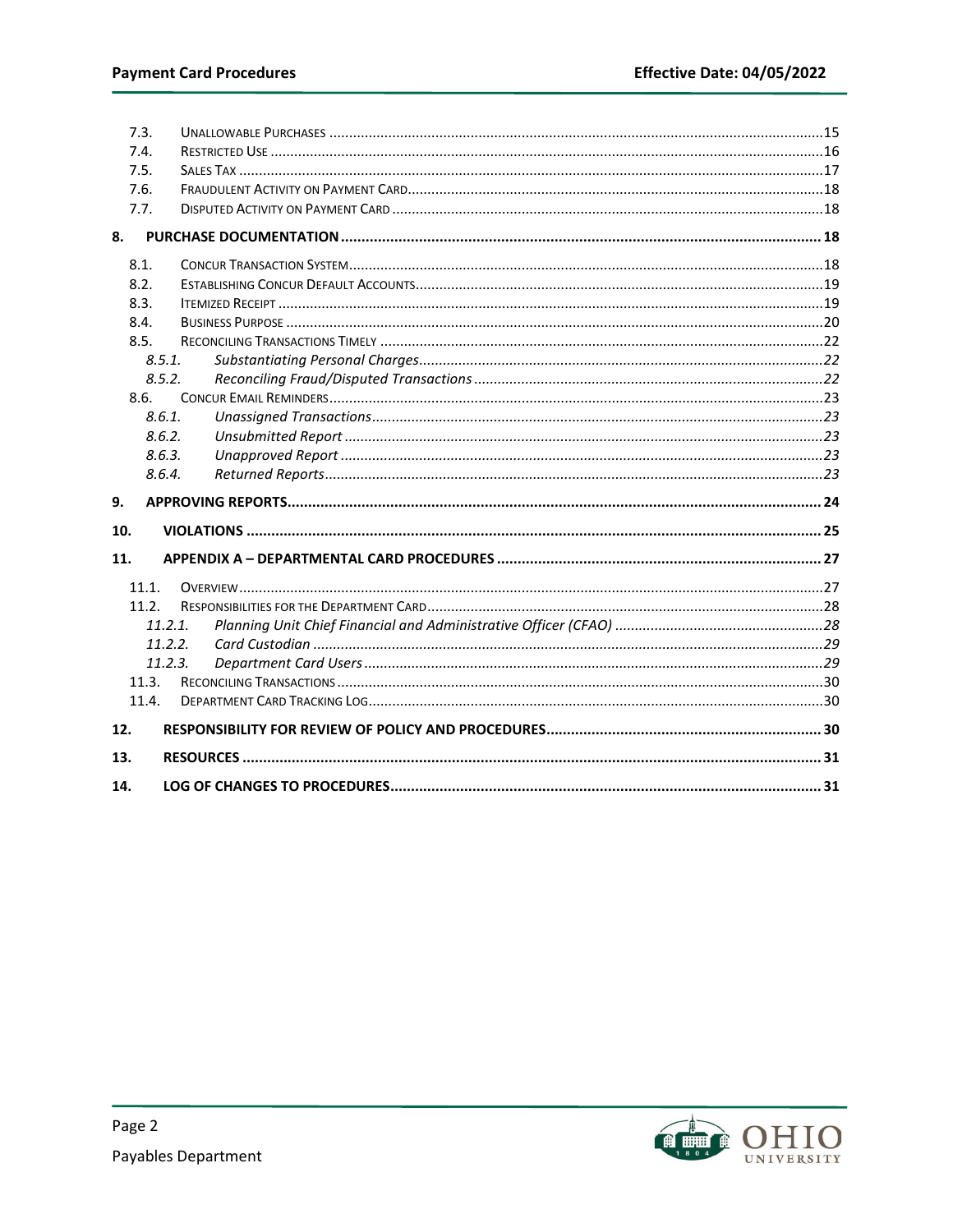- 7.3. Unallowable Purchases ... 15
- 7.4. Restricted Use ... 16
- 7.5. Sales Tax ... 17
- 7.6. Fraudulent Activity on Payment Card ... 18
- 7.7. Disputed Activity on Payment Card ... 18

**8. PURCHASE DOCUMENTATION ... 18**

- 8.1. Concur Transaction System ... 18
- 8.2. Establishing Concur Default Accounts ... 19
- 8.3. Itemized Receipt ... 19
- 8.4. Business Purpose ... 20
- 8.5. Reconciling Transactions Timely ... 22
  - *8.5.1. Substantiating Personal Charges ... 22*
  - *8.5.2. Reconciling Fraud/Disputed Transactions ... 22*
- 8.6. Concur Email Reminders ... 23
  - *8.6.1. Unassigned Transactions ... 23*
  - *8.6.2. Unsubmitted Report ... 23*
  - *8.6.3. Unapproved Report ... 23*
  - *8.6.4. Returned Reports ... 23*

**9. APPROVING REPORTS ... 24**

**10. VIOLATIONS ... 25**

**11. APPENDIX A – DEPARTMENTAL CARD PROCEDURES ... 27**

- 11.1. Overview ... 27
- 11.2. Responsibilities for the Department Card ... 28
  - *11.2.1. Planning Unit Chief Financial and Administrative Officer (CFAO) ... 28*
  - *11.2.2. Card Custodian ... 29*
  - *11.2.3. Department Card Users ... 29*
- 11.3. Reconciling Transactions ... 30
- 11.4. Department Card Tracking Log ... 30

**12. RESPONSIBILITY FOR REVIEW OF POLICY AND PROCEDURES ... 30**

**13. RESOURCES ... 31**

**14. LOG OF CHANGES TO PROCEDURES ... 31**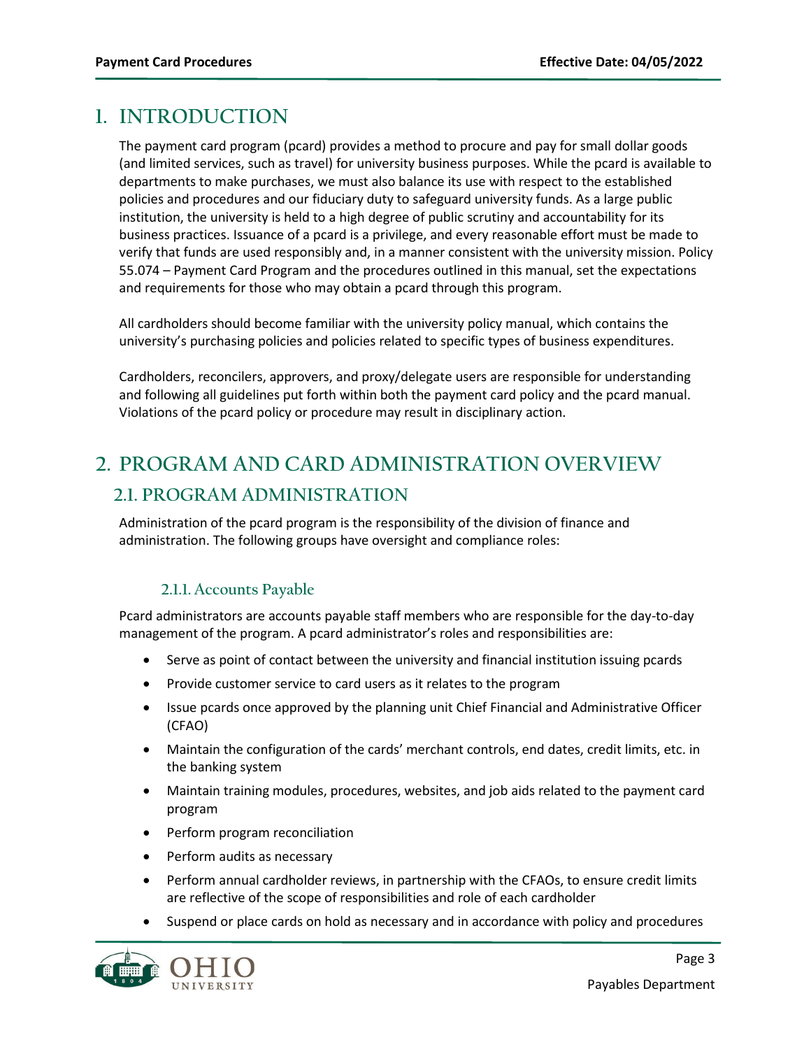# 1. INTRODUCTION

The payment card program (pcard) provides a method to procure and pay for small dollar goods (and limited services, such as travel) for university business purposes. While the pcard is available to departments to make purchases, we must also balance its use with respect to the established policies and procedures and our fiduciary duty to safeguard university funds. As a large public institution, the university is held to a high degree of public scrutiny and accountability for its business practices. Issuance of a pcard is a privilege, and every reasonable effort must be made to verify that funds are used responsibly and, in a manner consistent with the university mission. Policy 55.074 – Payment Card Program and the procedures outlined in this manual, set the expectations and requirements for those who may obtain a pcard through this program.

All cardholders should become familiar with the university policy manual, which contains the university's purchasing policies and policies related to specific types of business expenditures.

Cardholders, reconcilers, approvers, and proxy/delegate users are responsible for understanding and following all guidelines put forth within both the payment card policy and the pcard manual. Violations of the pcard policy or procedure may result in disciplinary action.

# 2. PROGRAM AND CARD ADMINISTRATION OVERVIEW

## 2.1. PROGRAM ADMINISTRATION

Administration of the pcard program is the responsibility of the division of finance and administration. The following groups have oversight and compliance roles:

### 2.1.1. Accounts Payable

Pcard administrators are accounts payable staff members who are responsible for the day-to-day management of the program. A pcard administrator's roles and responsibilities are:

- Serve as point of contact between the university and financial institution issuing pcards
- Provide customer service to card users as it relates to the program
- Issue pcards once approved by the planning unit Chief Financial and Administrative Officer (CFAO)
- Maintain the configuration of the cards' merchant controls, end dates, credit limits, etc. in the banking system
- Maintain training modules, procedures, websites, and job aids related to the payment card program
- Perform program reconciliation
- Perform audits as necessary
- Perform annual cardholder reviews, in partnership with the CFAOs, to ensure credit limits are reflective of the scope of responsibilities and role of each cardholder
- Suspend or place cards on hold as necessary and in accordance with policy and procedures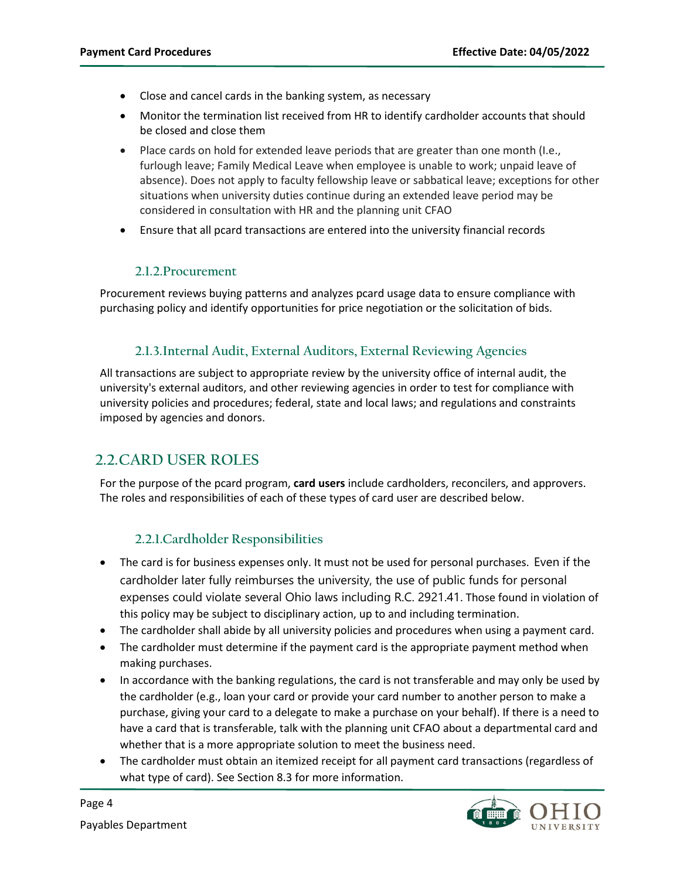- Close and cancel cards in the banking system, as necessary
- Monitor the termination list received from HR to identify cardholder accounts that should be closed and close them
- Place cards on hold for extended leave periods that are greater than one month (I.e., furlough leave; Family Medical Leave when employee is unable to work; unpaid leave of absence). Does not apply to faculty fellowship leave or sabbatical leave; exceptions for other situations when university duties continue during an extended leave period may be considered in consultation with HR and the planning unit CFAO
- Ensure that all pcard transactions are entered into the university financial records

### 2.1.2. Procurement

Procurement reviews buying patterns and analyzes pcard usage data to ensure compliance with purchasing policy and identify opportunities for price negotiation or the solicitation of bids.

### 2.1.3. Internal Audit, External Auditors, External Reviewing Agencies

All transactions are subject to appropriate review by the university office of internal audit, the university's external auditors, and other reviewing agencies in order to test for compliance with university policies and procedures; federal, state and local laws; and regulations and constraints imposed by agencies and donors.

## 2.2. CARD USER ROLES

For the purpose of the pcard program, **card users** include cardholders, reconcilers, and approvers. The roles and responsibilities of each of these types of card user are described below.

### 2.2.1. Cardholder Responsibilities

- The card is for business expenses only. It must not be used for personal purchases. Even if the cardholder later fully reimburses the university, the use of public funds for personal expenses could violate several Ohio laws including R.C. 2921.41. Those found in violation of this policy may be subject to disciplinary action, up to and including termination.
- The cardholder shall abide by all university policies and procedures when using a payment card.
- The cardholder must determine if the payment card is the appropriate payment method when making purchases.
- In accordance with the banking regulations, the card is not transferable and may only be used by the cardholder (e.g., loan your card or provide your card number to another person to make a purchase, giving your card to a delegate to make a purchase on your behalf). If there is a need to have a card that is transferable, talk with the planning unit CFAO about a departmental card and whether that is a more appropriate solution to meet the business need.
- The cardholder must obtain an itemized receipt for all payment card transactions (regardless of what type of card). See Section 8.3 for more information.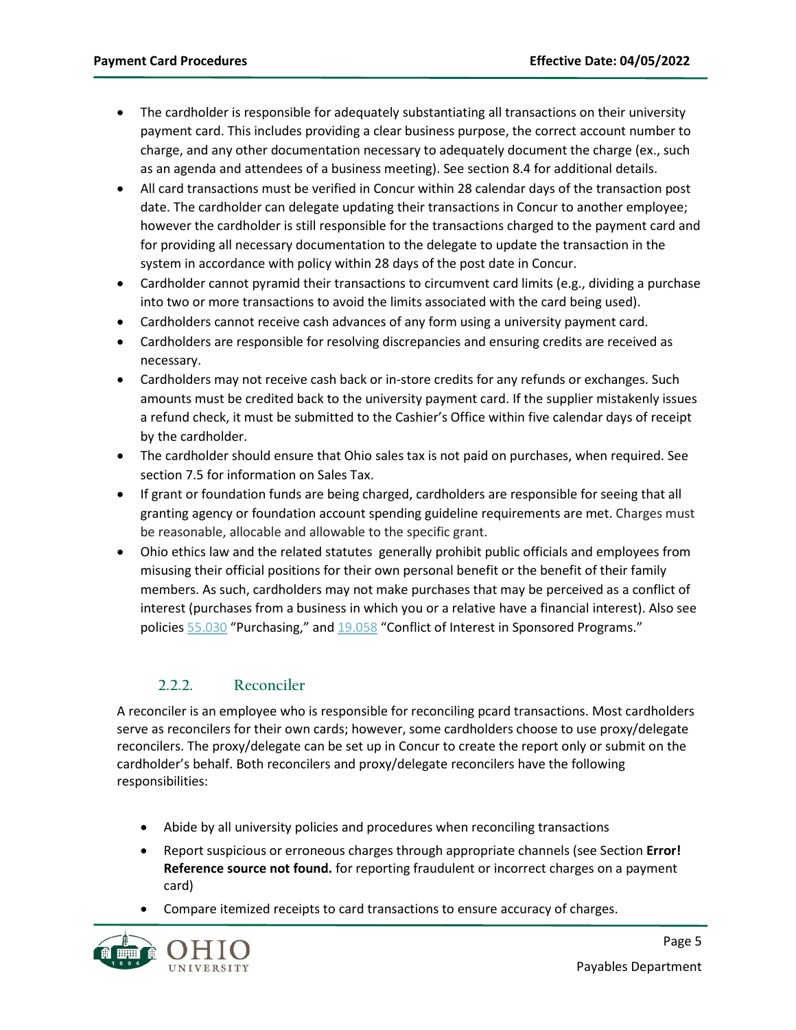- The cardholder is responsible for adequately substantiating all transactions on their university payment card. This includes providing a clear business purpose, the correct account number to charge, and any other documentation necessary to adequately document the charge (ex., such as an agenda and attendees of a business meeting). See section 8.4 for additional details.
- All card transactions must be verified in Concur within 28 calendar days of the transaction post date. The cardholder can delegate updating their transactions in Concur to another employee; however the cardholder is still responsible for the transactions charged to the payment card and for providing all necessary documentation to the delegate to update the transaction in the system in accordance with policy within 28 days of the post date in Concur.
- Cardholder cannot pyramid their transactions to circumvent card limits (e.g., dividing a purchase into two or more transactions to avoid the limits associated with the card being used).
- Cardholders cannot receive cash advances of any form using a university payment card.
- Cardholders are responsible for resolving discrepancies and ensuring credits are received as necessary.
- Cardholders may not receive cash back or in-store credits for any refunds or exchanges. Such amounts must be credited back to the university payment card. If the supplier mistakenly issues a refund check, it must be submitted to the Cashier's Office within five calendar days of receipt by the cardholder.
- The cardholder should ensure that Ohio sales tax is not paid on purchases, when required. See section 7.5 for information on Sales Tax.
- If grant or foundation funds are being charged, cardholders are responsible for seeing that all granting agency or foundation account spending guideline requirements are met. Charges must be reasonable, allocable and allowable to the specific grant.
- Ohio ethics law and the related statutes generally prohibit public officials and employees from misusing their official positions for their own personal benefit or the benefit of their family members. As such, cardholders may not make purchases that may be perceived as a conflict of interest (purchases from a business in which you or a relative have a financial interest). Also see policies 55.030 "Purchasing," and 19.058 "Conflict of Interest in Sponsored Programs."

### 2.2.2. Reconciler

A reconciler is an employee who is responsible for reconciling pcard transactions. Most cardholders serve as reconcilers for their own cards; however, some cardholders choose to use proxy/delegate reconcilers. The proxy/delegate can be set up in Concur to create the report only or submit on the cardholder's behalf. Both reconcilers and proxy/delegate reconcilers have the following responsibilities:

- Abide by all university policies and procedures when reconciling transactions
- Report suspicious or erroneous charges through appropriate channels (see Section **Error! Reference source not found.** for reporting fraudulent or incorrect charges on a payment card)
- Compare itemized receipts to card transactions to ensure accuracy of charges.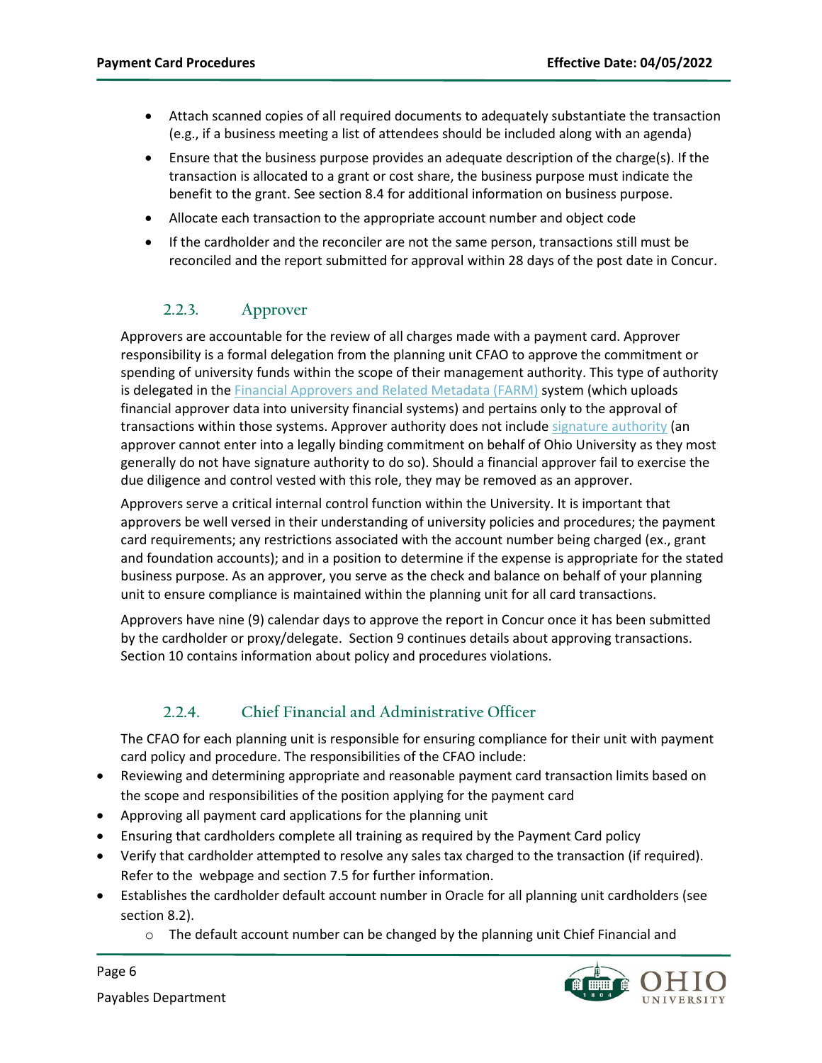- Attach scanned copies of all required documents to adequately substantiate the transaction (e.g., if a business meeting a list of attendees should be included along with an agenda)
- Ensure that the business purpose provides an adequate description of the charge(s). If the transaction is allocated to a grant or cost share, the business purpose must indicate the benefit to the grant. See section 8.4 for additional information on business purpose.
- Allocate each transaction to the appropriate account number and object code
- If the cardholder and the reconciler are not the same person, transactions still must be reconciled and the report submitted for approval within 28 days of the post date in Concur.

### 2.2.3. Approver

Approvers are accountable for the review of all charges made with a payment card. Approver responsibility is a formal delegation from the planning unit CFAO to approve the commitment or spending of university funds within the scope of their management authority. This type of authority is delegated in the Financial Approvers and Related Metadata (FARM) system (which uploads financial approver data into university financial systems) and pertains only to the approval of transactions within those systems. Approver authority does not include signature authority (an approver cannot enter into a legally binding commitment on behalf of Ohio University as they most generally do not have signature authority to do so). Should a financial approver fail to exercise the due diligence and control vested with this role, they may be removed as an approver.

Approvers serve a critical internal control function within the University. It is important that approvers be well versed in their understanding of university policies and procedures; the payment card requirements; any restrictions associated with the account number being charged (ex., grant and foundation accounts); and in a position to determine if the expense is appropriate for the stated business purpose. As an approver, you serve as the check and balance on behalf of your planning unit to ensure compliance is maintained within the planning unit for all card transactions.

Approvers have nine (9) calendar days to approve the report in Concur once it has been submitted by the cardholder or proxy/delegate. Section 9 continues details about approving transactions. Section 10 contains information about policy and procedures violations.

### 2.2.4. Chief Financial and Administrative Officer

The CFAO for each planning unit is responsible for ensuring compliance for their unit with payment card policy and procedure. The responsibilities of the CFAO include:

- Reviewing and determining appropriate and reasonable payment card transaction limits based on the scope and responsibilities of the position applying for the payment card
- Approving all payment card applications for the planning unit
- Ensuring that cardholders complete all training as required by the Payment Card policy
- Verify that cardholder attempted to resolve any sales tax charged to the transaction (if required). Refer to the webpage and section 7.5 for further information.
- Establishes the cardholder default account number in Oracle for all planning unit cardholders (see section 8.2).
    - The default account number can be changed by the planning unit Chief Financial and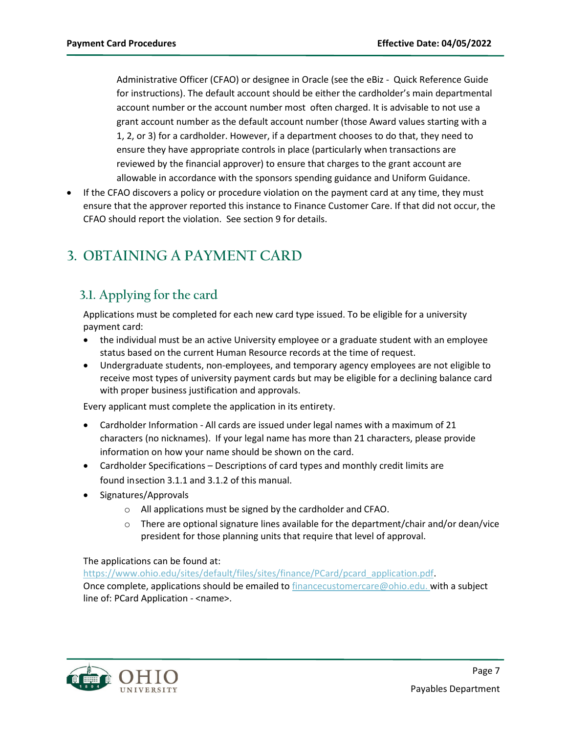Administrative Officer (CFAO) or designee in Oracle (see the eBiz - Quick Reference Guide for instructions). The default account should be either the cardholder's main departmental account number or the account number most often charged. It is advisable to not use a grant account number as the default account number (those Award values starting with a 1, 2, or 3) for a cardholder. However, if a department chooses to do that, they need to ensure they have appropriate controls in place (particularly when transactions are reviewed by the financial approver) to ensure that charges to the grant account are allowable in accordance with the sponsors spending guidance and Uniform Guidance.

- If the CFAO discovers a policy or procedure violation on the payment card at any time, they must ensure that the approver reported this instance to Finance Customer Care. If that did not occur, the CFAO should report the violation. See section 9 for details.

# 3. OBTAINING A PAYMENT CARD

## 3.1. Applying for the card

Applications must be completed for each new card type issued. To be eligible for a university payment card:

- the individual must be an active University employee or a graduate student with an employee status based on the current Human Resource records at the time of request.
- Undergraduate students, non-employees, and temporary agency employees are not eligible to receive most types of university payment cards but may be eligible for a declining balance card with proper business justification and approvals.

Every applicant must complete the application in its entirety.

- Cardholder Information - All cards are issued under legal names with a maximum of 21 characters (no nicknames). If your legal name has more than 21 characters, please provide information on how your name should be shown on the card.
- Cardholder Specifications – Descriptions of card types and monthly credit limits are found insection 3.1.1 and 3.1.2 of this manual.
- Signatures/Approvals
  - All applications must be signed by the cardholder and CFAO.
  - There are optional signature lines available for the department/chair and/or dean/vice president for those planning units that require that level of approval.

The applications can be found at:
https://www.ohio.edu/sites/default/files/sites/finance/PCard/pcard_application.pdf.
Once complete, applications should be emailed to financecustomercare@ohio.edu. with a subject line of: PCard Application - <name>.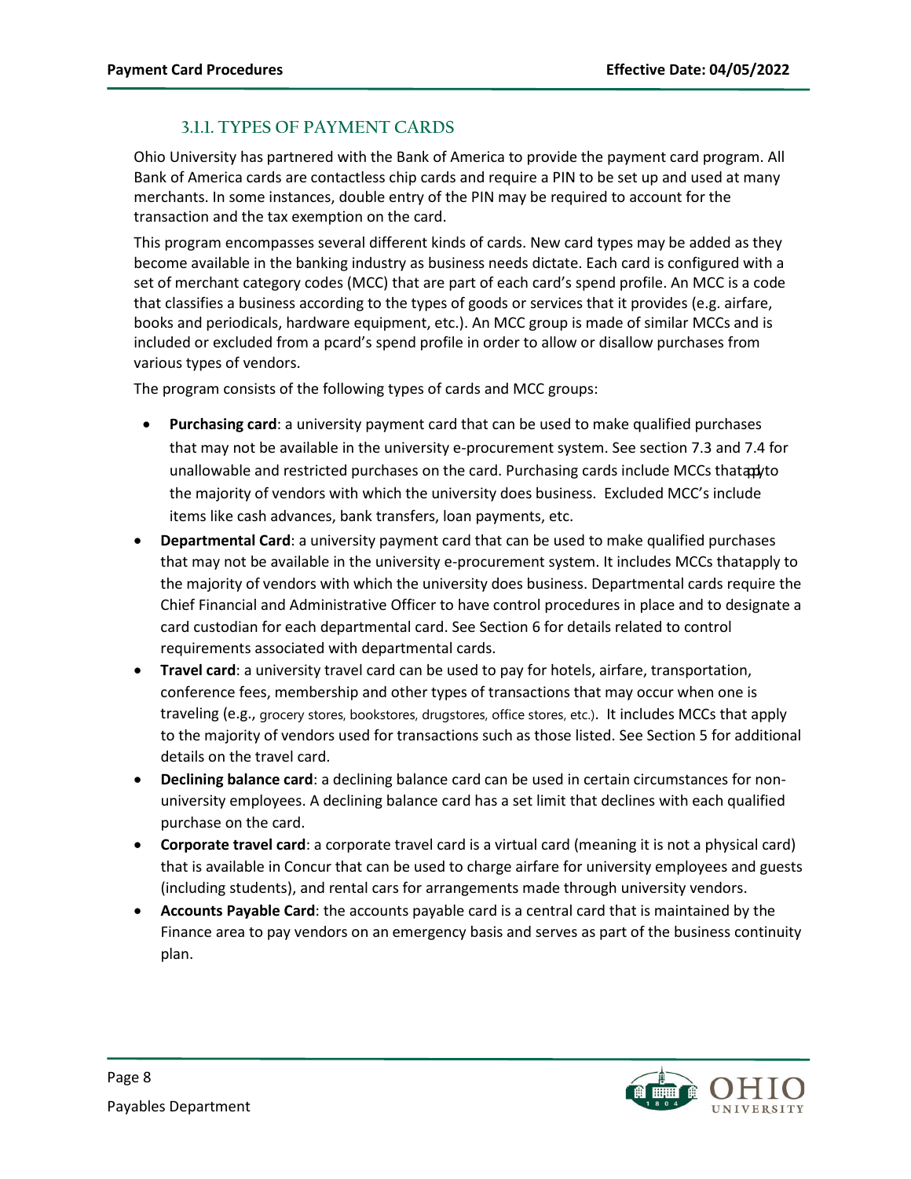### 3.1.1. TYPES OF PAYMENT CARDS

Ohio University has partnered with the Bank of America to provide the payment card program. All Bank of America cards are contactless chip cards and require a PIN to be set up and used at many merchants. In some instances, double entry of the PIN may be required to account for the transaction and the tax exemption on the card.

This program encompasses several different kinds of cards. New card types may be added as they become available in the banking industry as business needs dictate. Each card is configured with a set of merchant category codes (MCC) that are part of each card's spend profile. An MCC is a code that classifies a business according to the types of goods or services that it provides (e.g. airfare, books and periodicals, hardware equipment, etc.). An MCC group is made of similar MCCs and is included or excluded from a pcard's spend profile in order to allow or disallow purchases from various types of vendors.

The program consists of the following types of cards and MCC groups:

- **Purchasing card**: a university payment card that can be used to make qualified purchases that may not be available in the university e-procurement system. See section 7.3 and 7.4 for unallowable and restricted purchases on the card. Purchasing cards include MCCs that apply to the majority of vendors with which the university does business. Excluded MCC's include items like cash advances, bank transfers, loan payments, etc.
- **Departmental Card**: a university payment card that can be used to make qualified purchases that may not be available in the university e-procurement system. It includes MCCs thatapply to the majority of vendors with which the university does business. Departmental cards require the Chief Financial and Administrative Officer to have control procedures in place and to designate a card custodian for each departmental card. See Section 6 for details related to control requirements associated with departmental cards.
- **Travel card**: a university travel card can be used to pay for hotels, airfare, transportation, conference fees, membership and other types of transactions that may occur when one is traveling (e.g., grocery stores, bookstores, drugstores, office stores, etc.). It includes MCCs that apply to the majority of vendors used for transactions such as those listed. See Section 5 for additional details on the travel card.
- **Declining balance card**: a declining balance card can be used in certain circumstances for non-university employees. A declining balance card has a set limit that declines with each qualified purchase on the card.
- **Corporate travel card**: a corporate travel card is a virtual card (meaning it is not a physical card) that is available in Concur that can be used to charge airfare for university employees and guests (including students), and rental cars for arrangements made through university vendors.
- **Accounts Payable Card**: the accounts payable card is a central card that is maintained by the Finance area to pay vendors on an emergency basis and serves as part of the business continuity plan.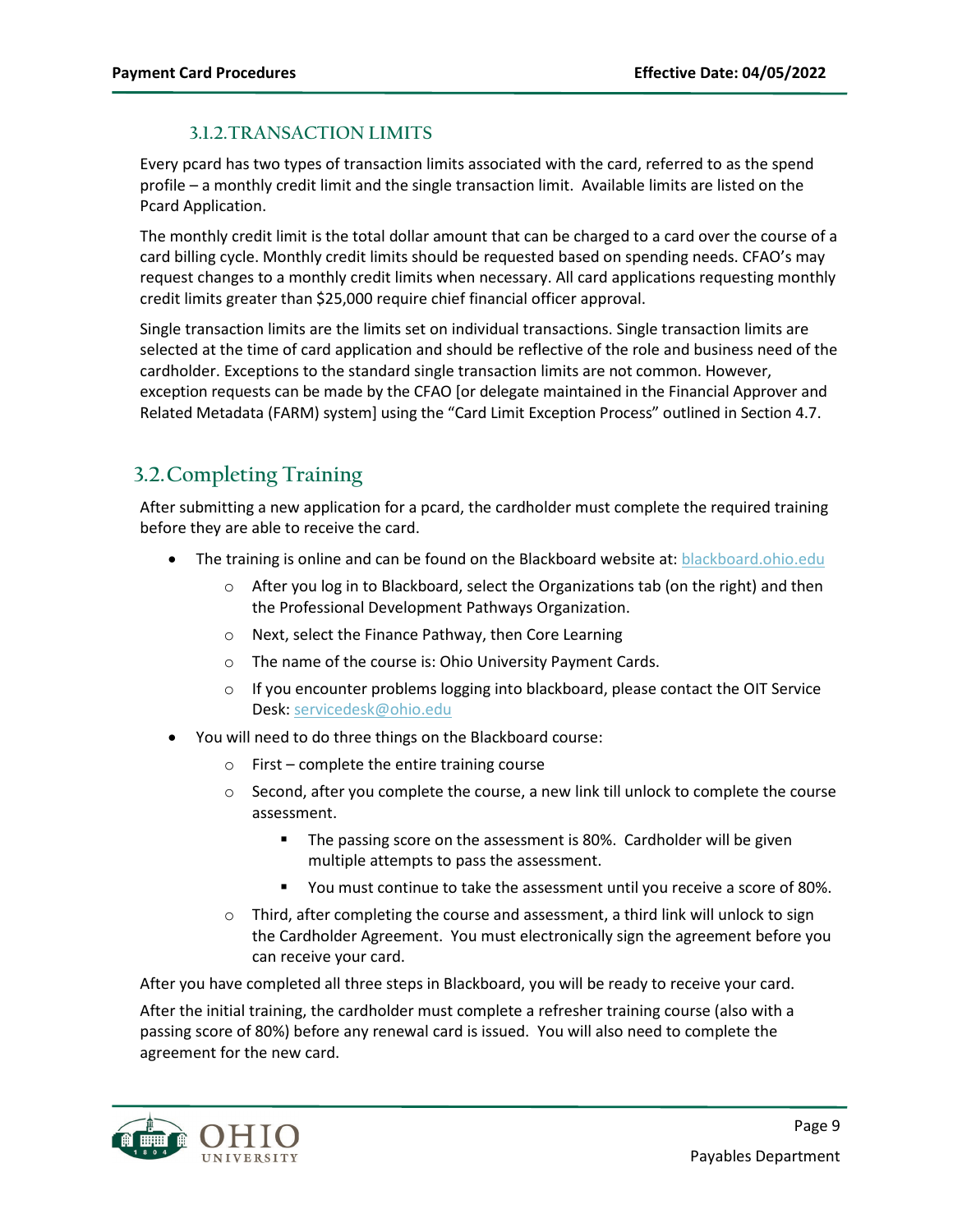### 3.1.2. TRANSACTION LIMITS

Every pcard has two types of transaction limits associated with the card, referred to as the spend profile – a monthly credit limit and the single transaction limit. Available limits are listed on the Pcard Application.

The monthly credit limit is the total dollar amount that can be charged to a card over the course of a card billing cycle. Monthly credit limits should be requested based on spending needs. CFAO's may request changes to a monthly credit limits when necessary. All card applications requesting monthly credit limits greater than $25,000 require chief financial officer approval.

Single transaction limits are the limits set on individual transactions. Single transaction limits are selected at the time of card application and should be reflective of the role and business need of the cardholder. Exceptions to the standard single transaction limits are not common. However, exception requests can be made by the CFAO [or delegate maintained in the Financial Approver and Related Metadata (FARM) system] using the "Card Limit Exception Process" outlined in Section 4.7.

## 3.2. Completing Training

After submitting a new application for a pcard, the cardholder must complete the required training before they are able to receive the card.

- The training is online and can be found on the Blackboard website at: blackboard.ohio.edu
  - After you log in to Blackboard, select the Organizations tab (on the right) and then the Professional Development Pathways Organization.
  - Next, select the Finance Pathway, then Core Learning
  - The name of the course is: Ohio University Payment Cards.
  - If you encounter problems logging into blackboard, please contact the OIT Service Desk: servicedesk@ohio.edu
- You will need to do three things on the Blackboard course:
  - First – complete the entire training course
  - Second, after you complete the course, a new link till unlock to complete the course assessment.
    - The passing score on the assessment is 80%. Cardholder will be given multiple attempts to pass the assessment.
    - You must continue to take the assessment until you receive a score of 80%.
  - Third, after completing the course and assessment, a third link will unlock to sign the Cardholder Agreement. You must electronically sign the agreement before you can receive your card.

After you have completed all three steps in Blackboard, you will be ready to receive your card.

After the initial training, the cardholder must complete a refresher training course (also with a passing score of 80%) before any renewal card is issued. You will also need to complete the agreement for the new card.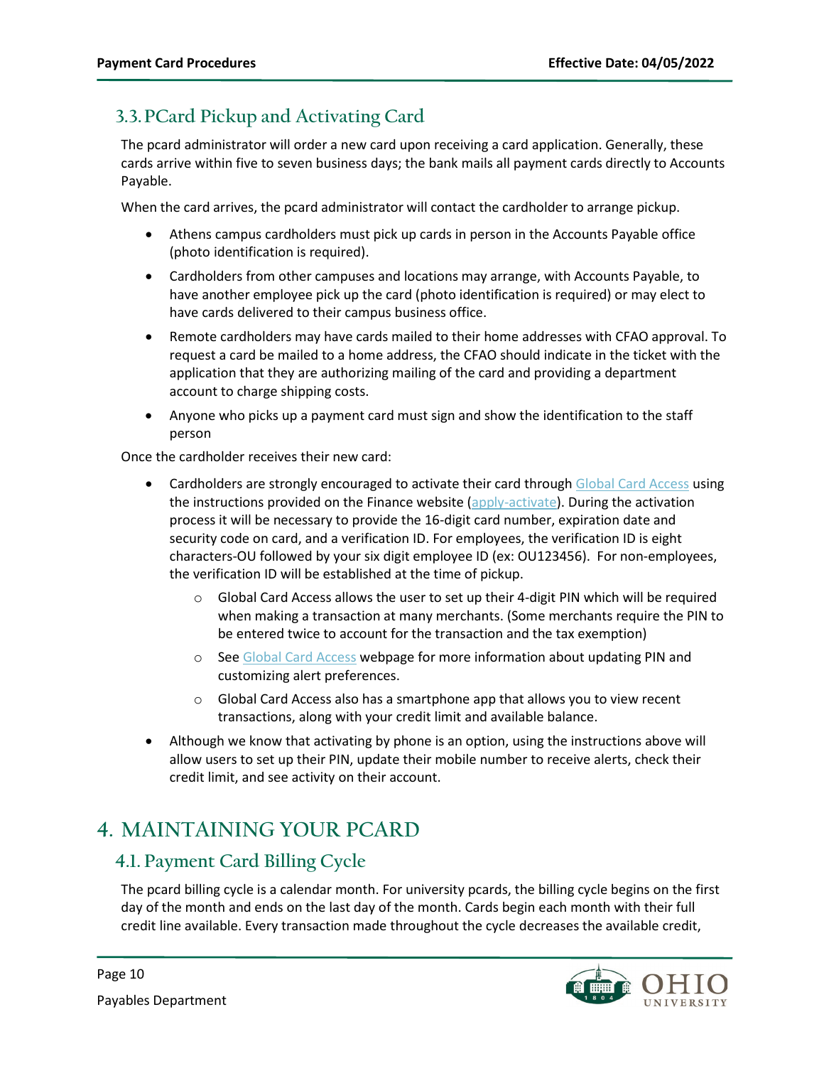### 3.3. PCard Pickup and Activating Card

The pcard administrator will order a new card upon receiving a card application. Generally, these cards arrive within five to seven business days; the bank mails all payment cards directly to Accounts Payable.

When the card arrives, the pcard administrator will contact the cardholder to arrange pickup.

- Athens campus cardholders must pick up cards in person in the Accounts Payable office (photo identification is required).
- Cardholders from other campuses and locations may arrange, with Accounts Payable, to have another employee pick up the card (photo identification is required) or may elect to have cards delivered to their campus business office.
- Remote cardholders may have cards mailed to their home addresses with CFAO approval. To request a card be mailed to a home address, the CFAO should indicate in the ticket with the application that they are authorizing mailing of the card and providing a department account to charge shipping costs.
- Anyone who picks up a payment card must sign and show the identification to the staff person

Once the cardholder receives their new card:

- Cardholders are strongly encouraged to activate their card through Global Card Access using the instructions provided on the Finance website (apply-activate). During the activation process it will be necessary to provide the 16-digit card number, expiration date and security code on card, and a verification ID. For employees, the verification ID is eight characters-OU followed by your six digit employee ID (ex: OU123456). For non-employees, the verification ID will be established at the time of pickup.
  - Global Card Access allows the user to set up their 4-digit PIN which will be required when making a transaction at many merchants. (Some merchants require the PIN to be entered twice to account for the transaction and the tax exemption)
  - See Global Card Access webpage for more information about updating PIN and customizing alert preferences.
  - Global Card Access also has a smartphone app that allows you to view recent transactions, along with your credit limit and available balance.
- Although we know that activating by phone is an option, using the instructions above will allow users to set up their PIN, update their mobile number to receive alerts, check their credit limit, and see activity on their account.

# 4. MAINTAINING YOUR PCARD

### 4.1. Payment Card Billing Cycle

The pcard billing cycle is a calendar month. For university pcards, the billing cycle begins on the first day of the month and ends on the last day of the month. Cards begin each month with their full credit line available. Every transaction made throughout the cycle decreases the available credit,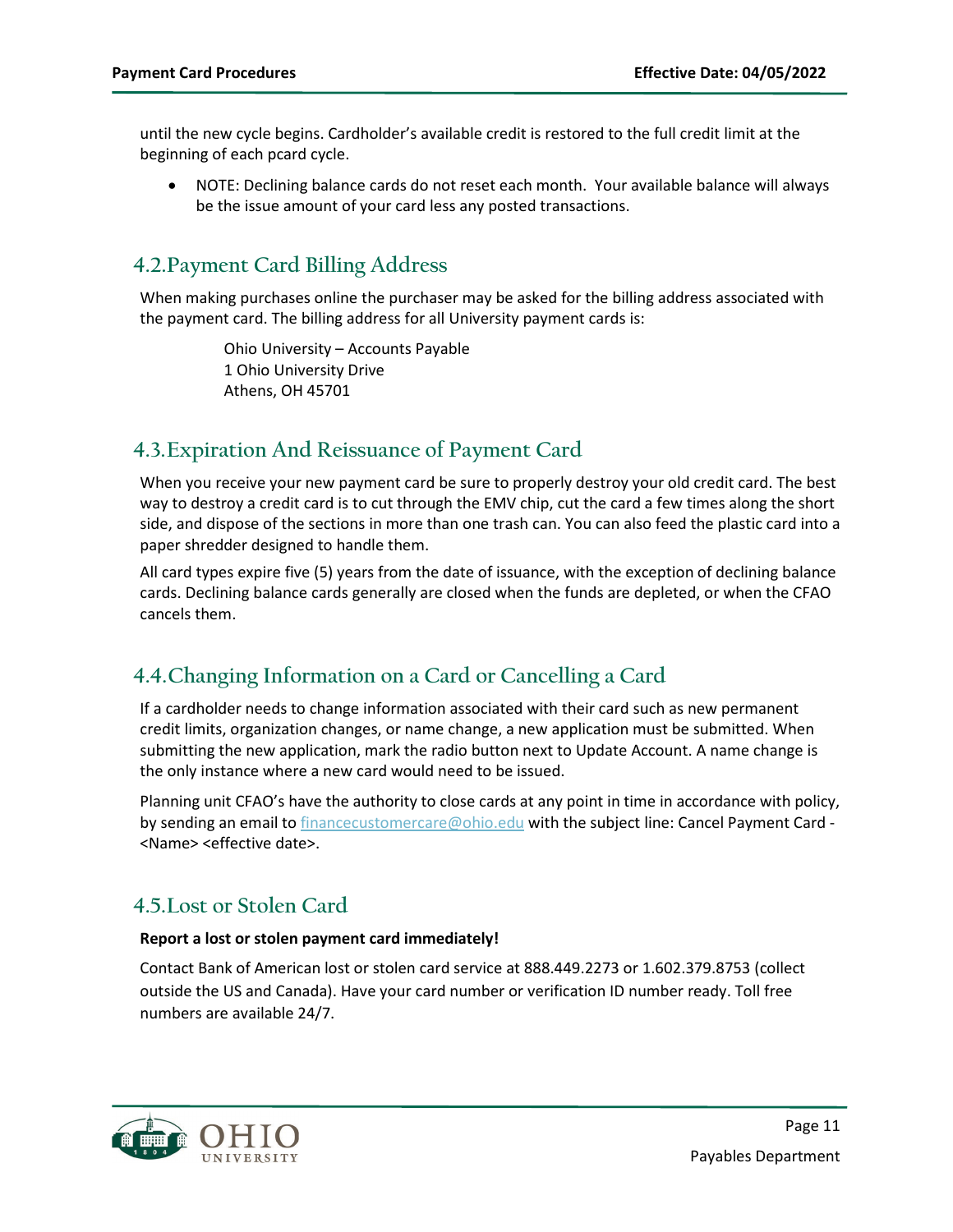until the new cycle begins. Cardholder's available credit is restored to the full credit limit at the beginning of each pcard cycle.

- NOTE: Declining balance cards do not reset each month. Your available balance will always be the issue amount of your card less any posted transactions.

## 4.2. Payment Card Billing Address

When making purchases online the purchaser may be asked for the billing address associated with the payment card. The billing address for all University payment cards is:

Ohio University – Accounts Payable
1 Ohio University Drive
Athens, OH 45701

## 4.3. Expiration And Reissuance of Payment Card

When you receive your new payment card be sure to properly destroy your old credit card. The best way to destroy a credit card is to cut through the EMV chip, cut the card a few times along the short side, and dispose of the sections in more than one trash can. You can also feed the plastic card into a paper shredder designed to handle them.

All card types expire five (5) years from the date of issuance, with the exception of declining balance cards. Declining balance cards generally are closed when the funds are depleted, or when the CFAO cancels them.

## 4.4. Changing Information on a Card or Cancelling a Card

If a cardholder needs to change information associated with their card such as new permanent credit limits, organization changes, or name change, a new application must be submitted. When submitting the new application, mark the radio button next to Update Account. A name change is the only instance where a new card would need to be issued.

Planning unit CFAO's have the authority to close cards at any point in time in accordance with policy, by sending an email to financecustomercare@ohio.edu with the subject line: Cancel Payment Card - <Name> <effective date>.

## 4.5. Lost or Stolen Card

**Report a lost or stolen payment card immediately!**

Contact Bank of American lost or stolen card service at 888.449.2273 or 1.602.379.8753 (collect outside the US and Canada). Have your card number or verification ID number ready. Toll free numbers are available 24/7.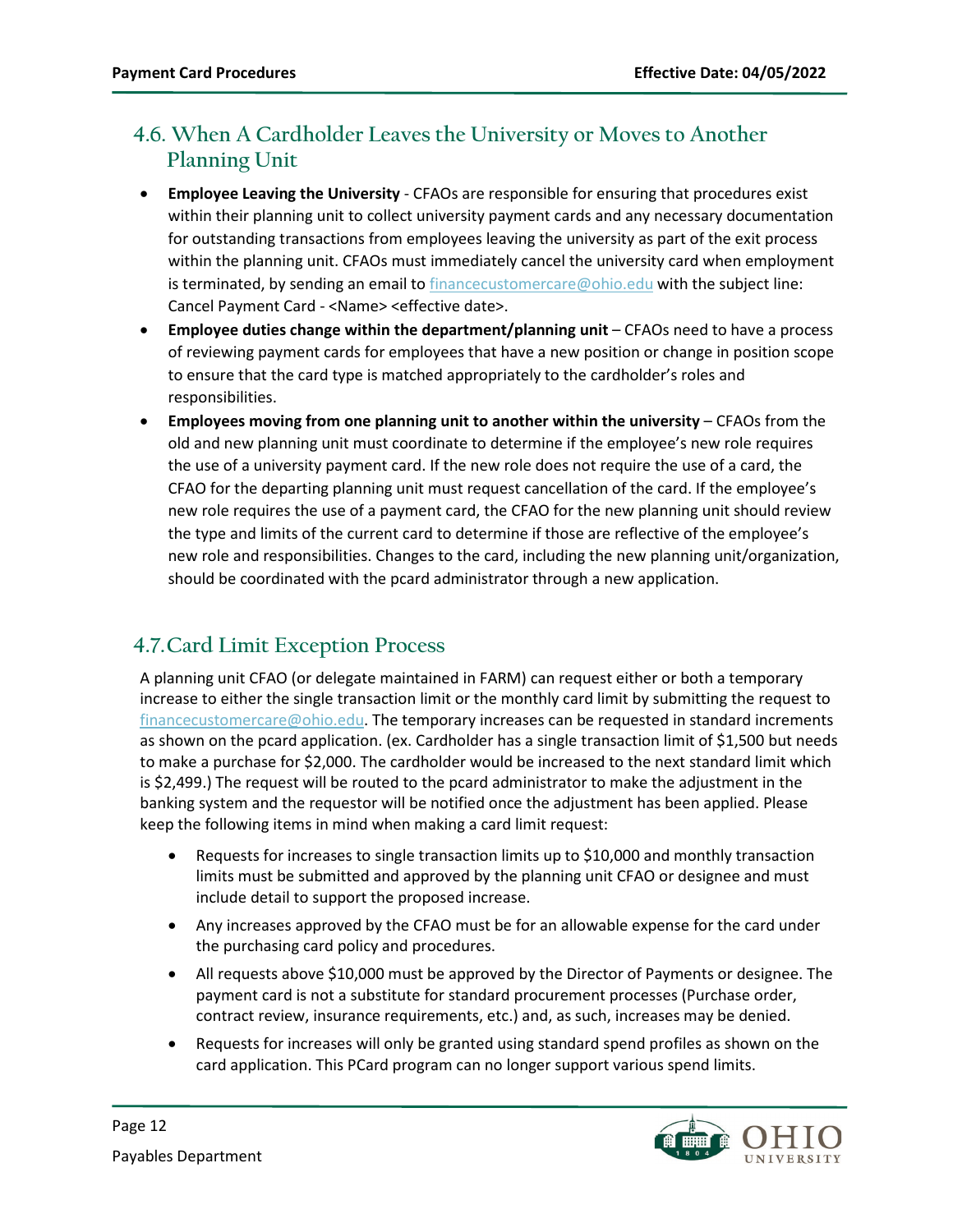## 4.6. When A Cardholder Leaves the University or Moves to Another Planning Unit

- **Employee Leaving the University** - CFAOs are responsible for ensuring that procedures exist within their planning unit to collect university payment cards and any necessary documentation for outstanding transactions from employees leaving the university as part of the exit process within the planning unit. CFAOs must immediately cancel the university card when employment is terminated, by sending an email to financecustomercare@ohio.edu with the subject line: Cancel Payment Card - <Name> <effective date>.
- **Employee duties change within the department/planning unit** – CFAOs need to have a process of reviewing payment cards for employees that have a new position or change in position scope to ensure that the card type is matched appropriately to the cardholder's roles and responsibilities.
- **Employees moving from one planning unit to another within the university** – CFAOs from the old and new planning unit must coordinate to determine if the employee's new role requires the use of a university payment card. If the new role does not require the use of a card, the CFAO for the departing planning unit must request cancellation of the card. If the employee's new role requires the use of a payment card, the CFAO for the new planning unit should review the type and limits of the current card to determine if those are reflective of the employee's new role and responsibilities. Changes to the card, including the new planning unit/organization, should be coordinated with the pcard administrator through a new application.

## 4.7. Card Limit Exception Process

A planning unit CFAO (or delegate maintained in FARM) can request either or both a temporary increase to either the single transaction limit or the monthly card limit by submitting the request to financecustomercare@ohio.edu. The temporary increases can be requested in standard increments as shown on the pcard application. (ex. Cardholder has a single transaction limit of $1,500 but needs to make a purchase for $2,000. The cardholder would be increased to the next standard limit which is $2,499.) The request will be routed to the pcard administrator to make the adjustment in the banking system and the requestor will be notified once the adjustment has been applied. Please keep the following items in mind when making a card limit request:

- Requests for increases to single transaction limits up to $10,000 and monthly transaction limits must be submitted and approved by the planning unit CFAO or designee and must include detail to support the proposed increase.
- Any increases approved by the CFAO must be for an allowable expense for the card under the purchasing card policy and procedures.
- All requests above $10,000 must be approved by the Director of Payments or designee. The payment card is not a substitute for standard procurement processes (Purchase order, contract review, insurance requirements, etc.) and, as such, increases may be denied.
- Requests for increases will only be granted using standard spend profiles as shown on the card application. This PCard program can no longer support various spend limits.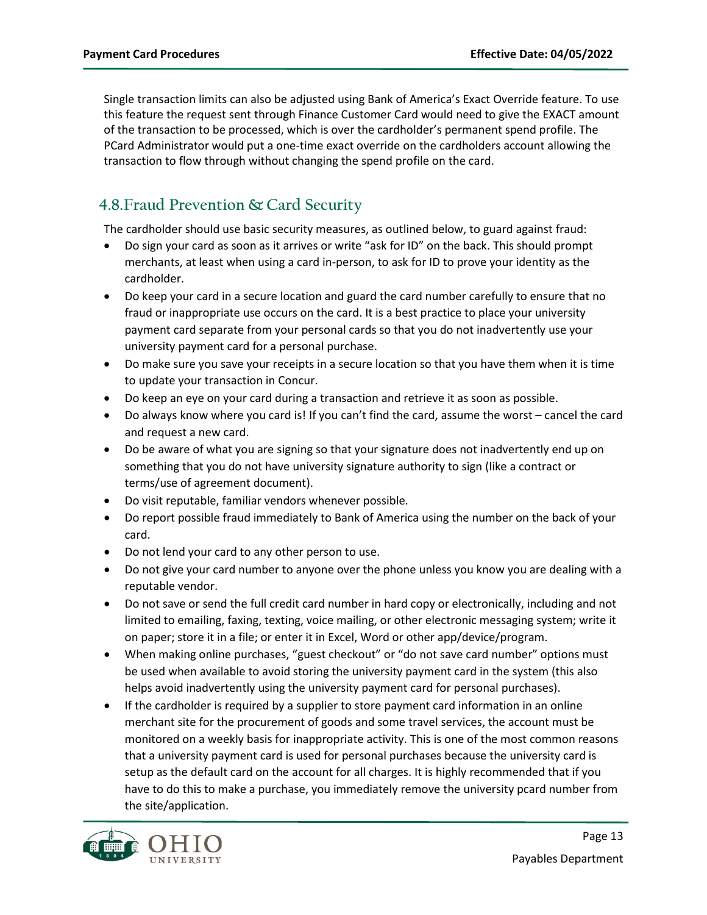Single transaction limits can also be adjusted using Bank of America's Exact Override feature. To use this feature the request sent through Finance Customer Card would need to give the EXACT amount of the transaction to be processed, which is over the cardholder's permanent spend profile. The PCard Administrator would put a one-time exact override on the cardholders account allowing the transaction to flow through without changing the spend profile on the card.

## 4.8. Fraud Prevention & Card Security

The cardholder should use basic security measures, as outlined below, to guard against fraud:

- Do sign your card as soon as it arrives or write "ask for ID" on the back. This should prompt merchants, at least when using a card in-person, to ask for ID to prove your identity as the cardholder.
- Do keep your card in a secure location and guard the card number carefully to ensure that no fraud or inappropriate use occurs on the card. It is a best practice to place your university payment card separate from your personal cards so that you do not inadvertently use your university payment card for a personal purchase.
- Do make sure you save your receipts in a secure location so that you have them when it is time to update your transaction in Concur.
- Do keep an eye on your card during a transaction and retrieve it as soon as possible.
- Do always know where you card is! If you can't find the card, assume the worst – cancel the card and request a new card.
- Do be aware of what you are signing so that your signature does not inadvertently end up on something that you do not have university signature authority to sign (like a contract or terms/use of agreement document).
- Do visit reputable, familiar vendors whenever possible.
- Do report possible fraud immediately to Bank of America using the number on the back of your card.
- Do not lend your card to any other person to use.
- Do not give your card number to anyone over the phone unless you know you are dealing with a reputable vendor.
- Do not save or send the full credit card number in hard copy or electronically, including and not limited to emailing, faxing, texting, voice mailing, or other electronic messaging system; write it on paper; store it in a file; or enter it in Excel, Word or other app/device/program.
- When making online purchases, "guest checkout" or "do not save card number" options must be used when available to avoid storing the university payment card in the system (this also helps avoid inadvertently using the university payment card for personal purchases).
- If the cardholder is required by a supplier to store payment card information in an online merchant site for the procurement of goods and some travel services, the account must be monitored on a weekly basis for inappropriate activity. This is one of the most common reasons that a university payment card is used for personal purchases because the university card is setup as the default card on the account for all charges. It is highly recommended that if you have to do this to make a purchase, you immediately remove the university pcard number from the site/application.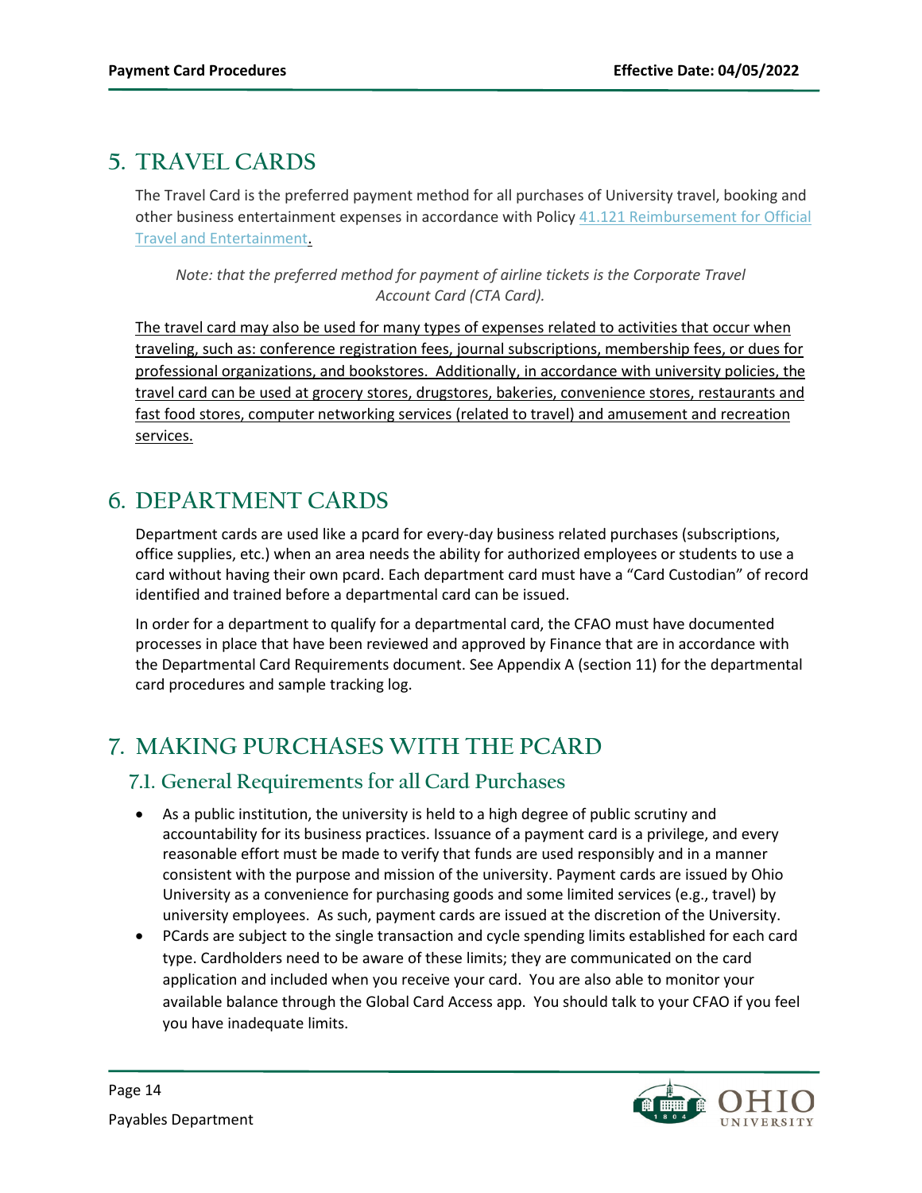# 5. TRAVEL CARDS

The Travel Card is the preferred payment method for all purchases of University travel, booking and other business entertainment expenses in accordance with Policy [41.121 Reimbursement for Official Travel and Entertainment](41.121 Reimbursement for Official Travel and Entertainment).

*Note: that the preferred method for payment of airline tickets is the Corporate Travel Account Card (CTA Card).*

The travel card may also be used for many types of expenses related to activities that occur when traveling, such as: conference registration fees, journal subscriptions, membership fees, or dues for professional organizations, and bookstores. Additionally, in accordance with university policies, the travel card can be used at grocery stores, drugstores, bakeries, convenience stores, restaurants and fast food stores, computer networking services (related to travel) and amusement and recreation services.

# 6. DEPARTMENT CARDS

Department cards are used like a pcard for every-day business related purchases (subscriptions, office supplies, etc.) when an area needs the ability for authorized employees or students to use a card without having their own pcard. Each department card must have a "Card Custodian" of record identified and trained before a departmental card can be issued.

In order for a department to qualify for a departmental card, the CFAO must have documented processes in place that have been reviewed and approved by Finance that are in accordance with the Departmental Card Requirements document. See Appendix A (section 11) for the departmental card procedures and sample tracking log.

# 7. MAKING PURCHASES WITH THE PCARD

## 7.1. General Requirements for all Card Purchases

- As a public institution, the university is held to a high degree of public scrutiny and accountability for its business practices. Issuance of a payment card is a privilege, and every reasonable effort must be made to verify that funds are used responsibly and in a manner consistent with the purpose and mission of the university. Payment cards are issued by Ohio University as a convenience for purchasing goods and some limited services (e.g., travel) by university employees. As such, payment cards are issued at the discretion of the University.
- PCards are subject to the single transaction and cycle spending limits established for each card type. Cardholders need to be aware of these limits; they are communicated on the card application and included when you receive your card. You are also able to monitor your available balance through the Global Card Access app. You should talk to your CFAO if you feel you have inadequate limits.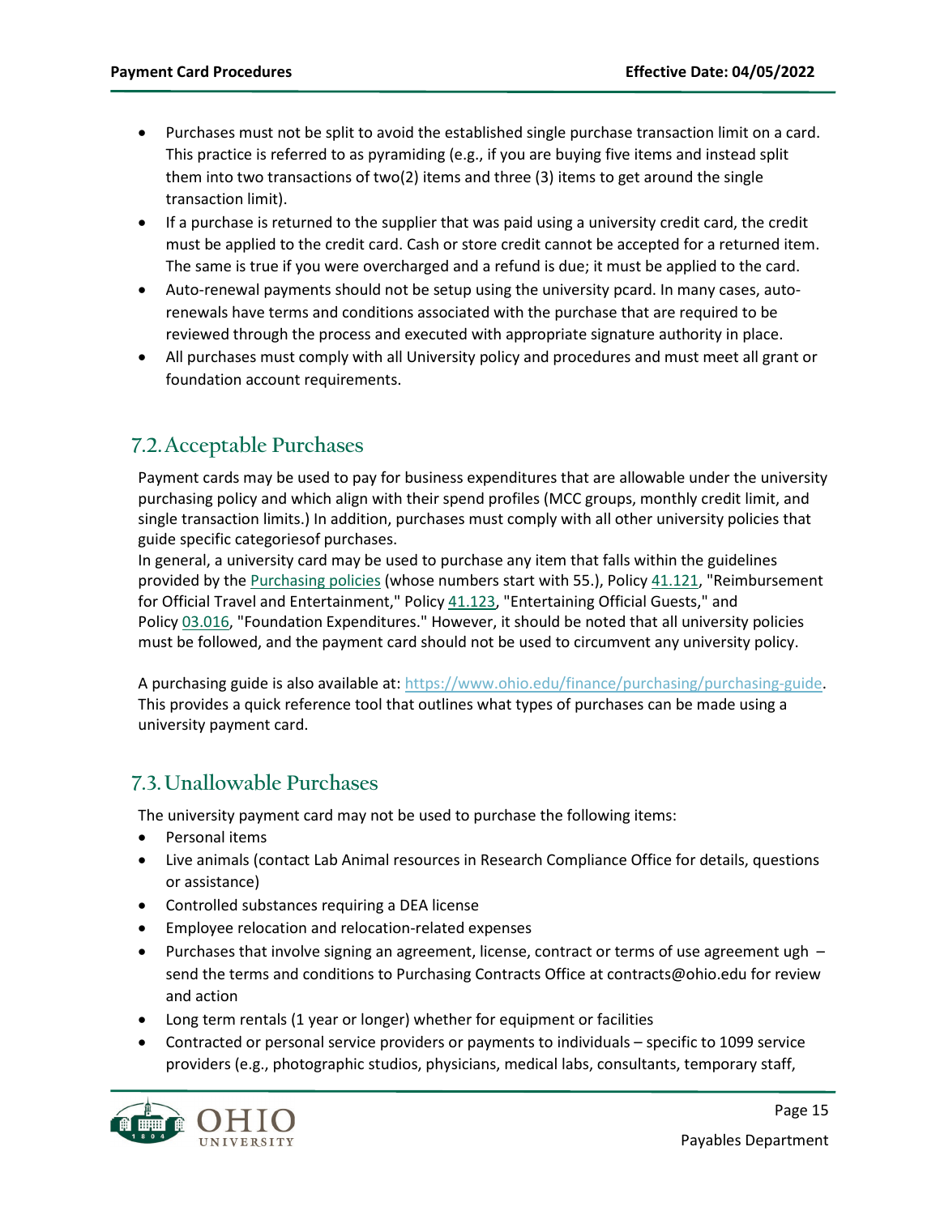- Purchases must not be split to avoid the established single purchase transaction limit on a card. This practice is referred to as pyramiding (e.g., if you are buying five items and instead split them into two transactions of two(2) items and three (3) items to get around the single transaction limit).
- If a purchase is returned to the supplier that was paid using a university credit card, the credit must be applied to the credit card. Cash or store credit cannot be accepted for a returned item. The same is true if you were overcharged and a refund is due; it must be applied to the card.
- Auto-renewal payments should not be setup using the university pcard. In many cases, auto-renewals have terms and conditions associated with the purchase that are required to be reviewed through the process and executed with appropriate signature authority in place.
- All purchases must comply with all University policy and procedures and must meet all grant or foundation account requirements.

## 7.2. Acceptable Purchases

Payment cards may be used to pay for business expenditures that are allowable under the university purchasing policy and which align with their spend profiles (MCC groups, monthly credit limit, and single transaction limits.) In addition, purchases must comply with all other university policies that guide specific categoriesof purchases.

In general, a university card may be used to purchase any item that falls within the guidelines provided by the Purchasing policies (whose numbers start with 55.), Policy 41.121, "Reimbursement for Official Travel and Entertainment," Policy 41.123, "Entertaining Official Guests," and Policy 03.016, "Foundation Expenditures." However, it should be noted that all university policies must be followed, and the payment card should not be used to circumvent any university policy.

A purchasing guide is also available at: https://www.ohio.edu/finance/purchasing/purchasing-guide. This provides a quick reference tool that outlines what types of purchases can be made using a university payment card.

## 7.3. Unallowable Purchases

The university payment card may not be used to purchase the following items:

- Personal items
- Live animals (contact Lab Animal resources in Research Compliance Office for details, questions or assistance)
- Controlled substances requiring a DEA license
- Employee relocation and relocation-related expenses
- Purchases that involve signing an agreement, license, contract or terms of use agreement ugh – send the terms and conditions to Purchasing Contracts Office at contracts@ohio.edu for review and action
- Long term rentals (1 year or longer) whether for equipment or facilities
- Contracted or personal service providers or payments to individuals – specific to 1099 service providers (e.g., photographic studios, physicians, medical labs, consultants, temporary staff,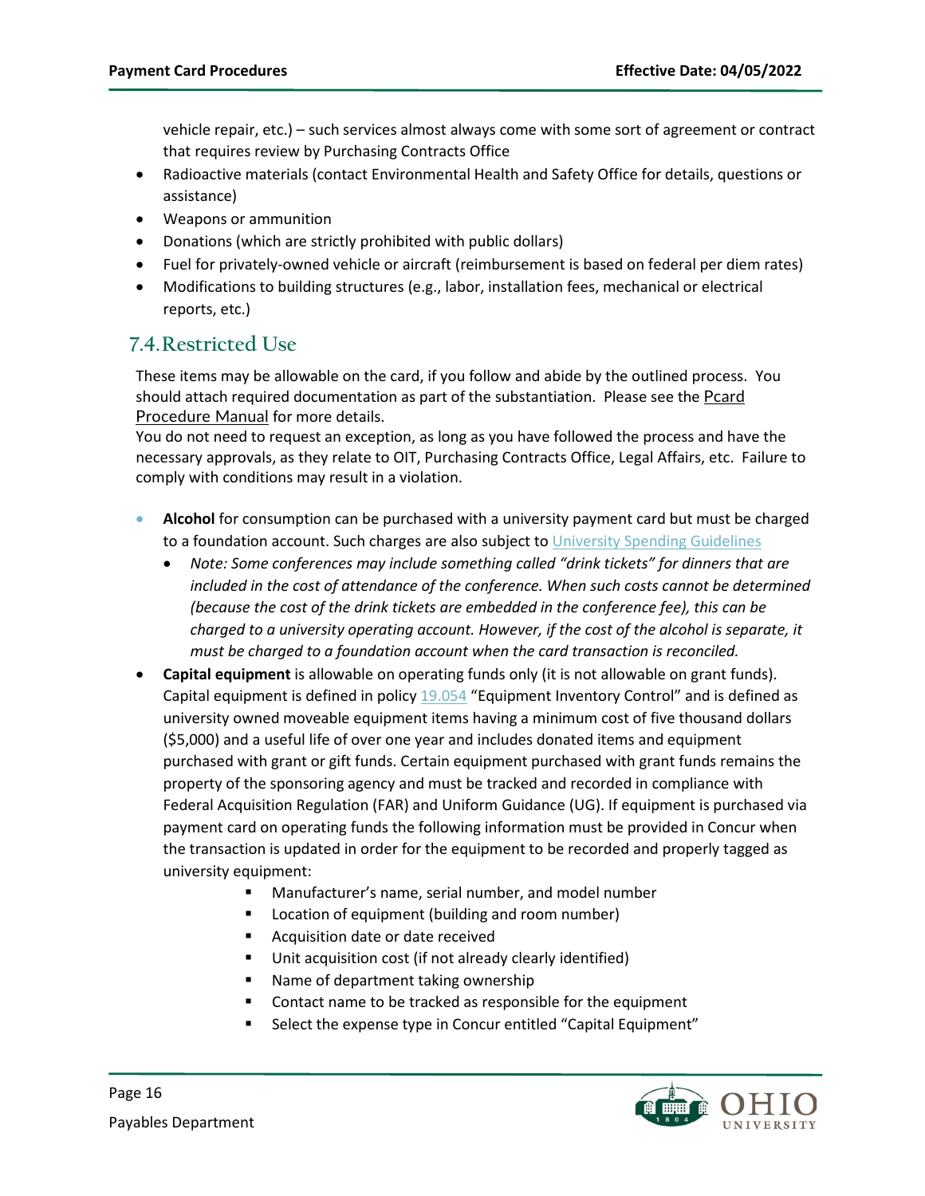vehicle repair, etc.) – such services almost always come with some sort of agreement or contract that requires review by Purchasing Contracts Office

- Radioactive materials (contact Environmental Health and Safety Office for details, questions or assistance)
- Weapons or ammunition
- Donations (which are strictly prohibited with public dollars)
- Fuel for privately-owned vehicle or aircraft (reimbursement is based on federal per diem rates)
- Modifications to building structures (e.g., labor, installation fees, mechanical or electrical reports, etc.)

## 7.4. Restricted Use

These items may be allowable on the card, if you follow and abide by the outlined process. You should attach required documentation as part of the substantiation. Please see the Pcard Procedure Manual for more details.

You do not need to request an exception, as long as you have followed the process and have the necessary approvals, as they relate to OIT, Purchasing Contracts Office, Legal Affairs, etc. Failure to comply with conditions may result in a violation.

- **Alcohol** for consumption can be purchased with a university payment card but must be charged to a foundation account. Such charges are also subject to University Spending Guidelines
  - *Note: Some conferences may include something called "drink tickets" for dinners that are included in the cost of attendance of the conference. When such costs cannot be determined (because the cost of the drink tickets are embedded in the conference fee), this can be charged to a university operating account. However, if the cost of the alcohol is separate, it must be charged to a foundation account when the card transaction is reconciled.*
- **Capital equipment** is allowable on operating funds only (it is not allowable on grant funds). Capital equipment is defined in policy 19.054 "Equipment Inventory Control" and is defined as university owned moveable equipment items having a minimum cost of five thousand dollars ($5,000) and a useful life of over one year and includes donated items and equipment purchased with grant or gift funds. Certain equipment purchased with grant funds remains the property of the sponsoring agency and must be tracked and recorded in compliance with Federal Acquisition Regulation (FAR) and Uniform Guidance (UG). If equipment is purchased via payment card on operating funds the following information must be provided in Concur when the transaction is updated in order for the equipment to be recorded and properly tagged as university equipment:
  - Manufacturer's name, serial number, and model number
  - Location of equipment (building and room number)
  - Acquisition date or date received
  - Unit acquisition cost (if not already clearly identified)
  - Name of department taking ownership
  - Contact name to be tracked as responsible for the equipment
  - Select the expense type in Concur entitled "Capital Equipment"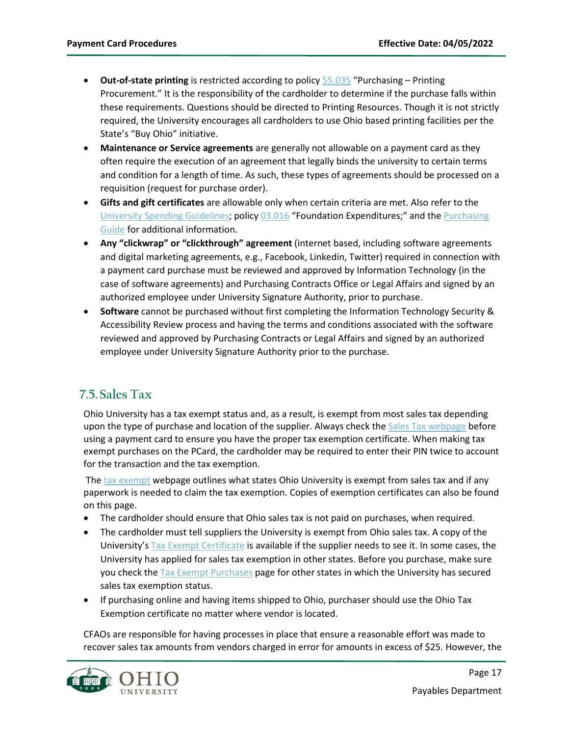- **Out-of-state printing** is restricted according to policy 55.035 "Purchasing – Printing Procurement." It is the responsibility of the cardholder to determine if the purchase falls within these requirements. Questions should be directed to Printing Resources. Though it is not strictly required, the University encourages all cardholders to use Ohio based printing facilities per the State's "Buy Ohio" initiative.
- **Maintenance or Service agreements** are generally not allowable on a payment card as they often require the execution of an agreement that legally binds the university to certain terms and condition for a length of time. As such, these types of agreements should be processed on a requisition (request for purchase order).
- **Gifts and gift certificates** are allowable only when certain criteria are met. Also refer to the University Spending Guidelines; policy 03.016 "Foundation Expenditures;" and the Purchasing Guide for additional information.
- **Any "clickwrap" or "clickthrough" agreement** (internet based, including software agreements and digital marketing agreements, e.g., Facebook, Linkedin, Twitter) required in connection with a payment card purchase must be reviewed and approved by Information Technology (in the case of software agreements) and Purchasing Contracts Office or Legal Affairs and signed by an authorized employee under University Signature Authority, prior to purchase.
- **Software** cannot be purchased without first completing the Information Technology Security & Accessibility Review process and having the terms and conditions associated with the software reviewed and approved by Purchasing Contracts or Legal Affairs and signed by an authorized employee under University Signature Authority prior to the purchase.

## 7.5. Sales Tax

Ohio University has a tax exempt status and, as a result, is exempt from most sales tax depending upon the type of purchase and location of the supplier. Always check the Sales Tax webpage before using a payment card to ensure you have the proper tax exemption certificate. When making tax exempt purchases on the PCard, the cardholder may be required to enter their PIN twice to account for the transaction and the tax exemption.

The tax exempt webpage outlines what states Ohio University is exempt from sales tax and if any paperwork is needed to claim the tax exemption. Copies of exemption certificates can also be found on this page.

- The cardholder should ensure that Ohio sales tax is not paid on purchases, when required.
- The cardholder must tell suppliers the University is exempt from Ohio sales tax. A copy of the University's Tax Exempt Certificate is available if the supplier needs to see it. In some cases, the University has applied for sales tax exemption in other states. Before you purchase, make sure you check the Tax Exempt Purchases page for other states in which the University has secured sales tax exemption status.
- If purchasing online and having items shipped to Ohio, purchaser should use the Ohio Tax Exemption certificate no matter where vendor is located.

CFAOs are responsible for having processes in place that ensure a reasonable effort was made to recover sales tax amounts from vendors charged in error for amounts in excess of $25. However, the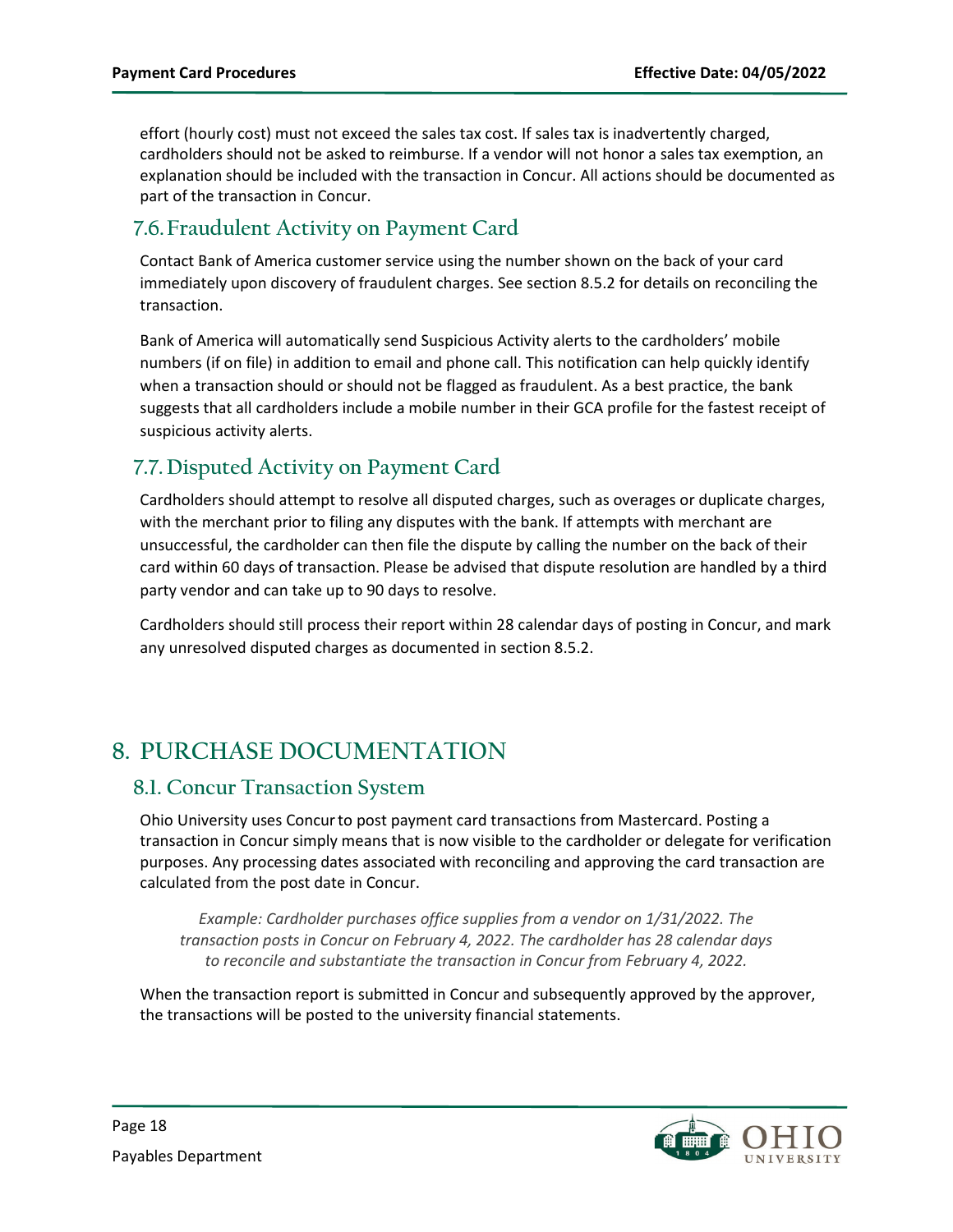effort (hourly cost) must not exceed the sales tax cost. If sales tax is inadvertently charged, cardholders should not be asked to reimburse. If a vendor will not honor a sales tax exemption, an explanation should be included with the transaction in Concur. All actions should be documented as part of the transaction in Concur.

## 7.6. Fraudulent Activity on Payment Card

Contact Bank of America customer service using the number shown on the back of your card immediately upon discovery of fraudulent charges. See section 8.5.2 for details on reconciling the transaction.

Bank of America will automatically send Suspicious Activity alerts to the cardholders' mobile numbers (if on file) in addition to email and phone call. This notification can help quickly identify when a transaction should or should not be flagged as fraudulent. As a best practice, the bank suggests that all cardholders include a mobile number in their GCA profile for the fastest receipt of suspicious activity alerts.

## 7.7. Disputed Activity on Payment Card

Cardholders should attempt to resolve all disputed charges, such as overages or duplicate charges, with the merchant prior to filing any disputes with the bank. If attempts with merchant are unsuccessful, the cardholder can then file the dispute by calling the number on the back of their card within 60 days of transaction. Please be advised that dispute resolution are handled by a third party vendor and can take up to 90 days to resolve.

Cardholders should still process their report within 28 calendar days of posting in Concur, and mark any unresolved disputed charges as documented in section 8.5.2.

# 8. PURCHASE DOCUMENTATION

## 8.1. Concur Transaction System

Ohio University uses Concur to post payment card transactions from Mastercard. Posting a transaction in Concur simply means that is now visible to the cardholder or delegate for verification purposes. Any processing dates associated with reconciling and approving the card transaction are calculated from the post date in Concur.

*Example: Cardholder purchases office supplies from a vendor on 1/31/2022. The transaction posts in Concur on February 4, 2022. The cardholder has 28 calendar days to reconcile and substantiate the transaction in Concur from February 4, 2022.*

When the transaction report is submitted in Concur and subsequently approved by the approver, the transactions will be posted to the university financial statements.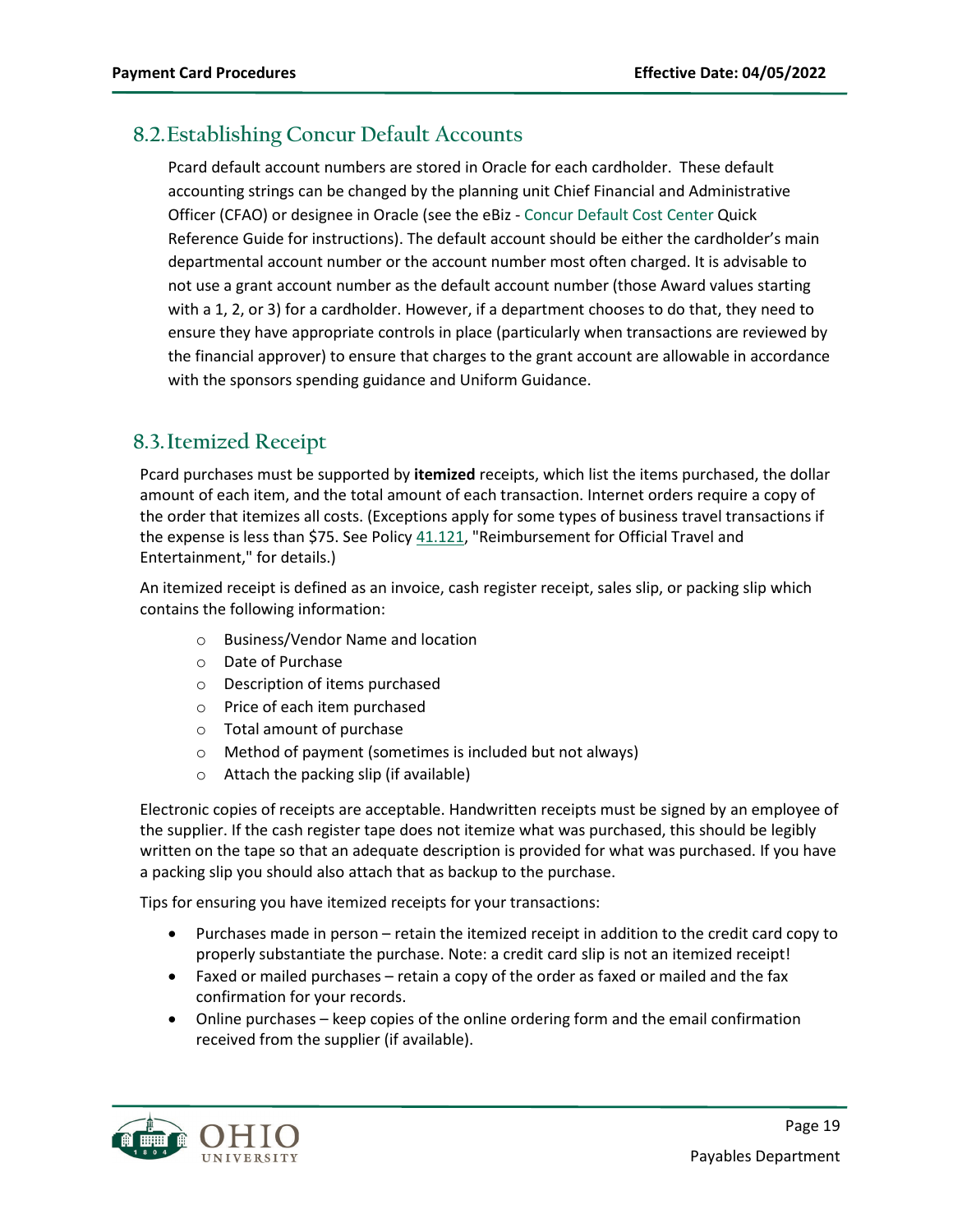## 8.2. Establishing Concur Default Accounts

Pcard default account numbers are stored in Oracle for each cardholder. These default accounting strings can be changed by the planning unit Chief Financial and Administrative Officer (CFAO) or designee in Oracle (see the eBiz - Concur Default Cost Center Quick Reference Guide for instructions). The default account should be either the cardholder's main departmental account number or the account number most often charged. It is advisable to not use a grant account number as the default account number (those Award values starting with a 1, 2, or 3) for a cardholder. However, if a department chooses to do that, they need to ensure they have appropriate controls in place (particularly when transactions are reviewed by the financial approver) to ensure that charges to the grant account are allowable in accordance with the sponsors spending guidance and Uniform Guidance.

## 8.3. Itemized Receipt

Pcard purchases must be supported by **itemized** receipts, which list the items purchased, the dollar amount of each item, and the total amount of each transaction. Internet orders require a copy of the order that itemizes all costs. (Exceptions apply for some types of business travel transactions if the expense is less than $75. See Policy 41.121, "Reimbursement for Official Travel and Entertainment," for details.)

An itemized receipt is defined as an invoice, cash register receipt, sales slip, or packing slip which contains the following information:

- Business/Vendor Name and location
- Date of Purchase
- Description of items purchased
- Price of each item purchased
- Total amount of purchase
- Method of payment (sometimes is included but not always)
- Attach the packing slip (if available)

Electronic copies of receipts are acceptable. Handwritten receipts must be signed by an employee of the supplier. If the cash register tape does not itemize what was purchased, this should be legibly written on the tape so that an adequate description is provided for what was purchased. If you have a packing slip you should also attach that as backup to the purchase.

Tips for ensuring you have itemized receipts for your transactions:

- Purchases made in person – retain the itemized receipt in addition to the credit card copy to properly substantiate the purchase. Note: a credit card slip is not an itemized receipt!
- Faxed or mailed purchases – retain a copy of the order as faxed or mailed and the fax confirmation for your records.
- Online purchases – keep copies of the online ordering form and the email confirmation received from the supplier (if available).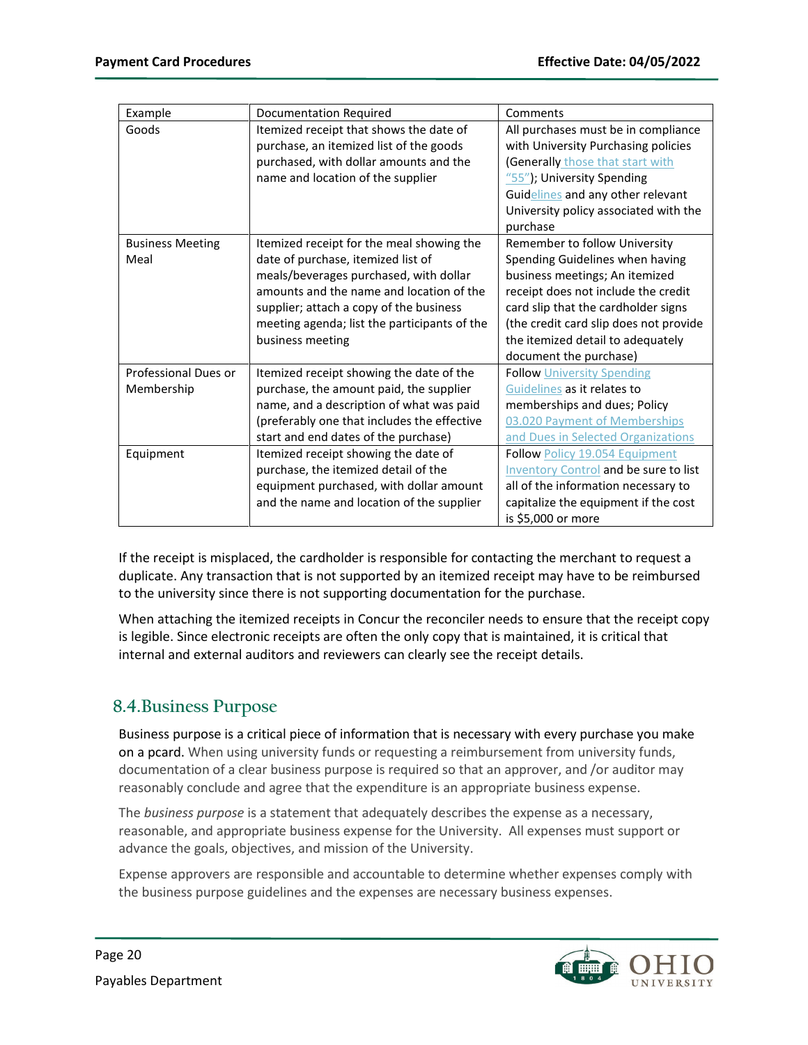| Example | Documentation Required | Comments |
| --- | --- | --- |
| Goods | Itemized receipt that shows the date of purchase, an itemized list of the goods purchased, with dollar amounts and the name and location of the supplier | All purchases must be in compliance with University Purchasing policies (Generally those that start with "55"); University Spending Guidelines and any other relevant University policy associated with the purchase |
| Business Meeting Meal | Itemized receipt for the meal showing the date of purchase, itemized list of meals/beverages purchased, with dollar amounts and the name and location of the supplier; attach a copy of the business meeting agenda; list the participants of the business meeting | Remember to follow University Spending Guidelines when having business meetings; An itemized receipt does not include the credit card slip that the cardholder signs (the credit card slip does not provide the itemized detail to adequately document the purchase) |
| Professional Dues or Membership | Itemized receipt showing the date of the purchase, the amount paid, the supplier name, and a description of what was paid (preferably one that includes the effective start and end dates of the purchase) | Follow University Spending Guidelines as it relates to memberships and dues; Policy 03.020 Payment of Memberships and Dues in Selected Organizations |
| Equipment | Itemized receipt showing the date of purchase, the itemized detail of the equipment purchased, with dollar amount and the name and location of the supplier | Follow Policy 19.054 Equipment Inventory Control and be sure to list all of the information necessary to capitalize the equipment if the cost is $5,000 or more |

If the receipt is misplaced, the cardholder is responsible for contacting the merchant to request a duplicate. Any transaction that is not supported by an itemized receipt may have to be reimbursed to the university since there is not supporting documentation for the purchase.

When attaching the itemized receipts in Concur the reconciler needs to ensure that the receipt copy is legible. Since electronic receipts are often the only copy that is maintained, it is critical that internal and external auditors and reviewers can clearly see the receipt details.

## 8.4. Business Purpose

Business purpose is a critical piece of information that is necessary with every purchase you make on a pcard. When using university funds or requesting a reimbursement from university funds, documentation of a clear business purpose is required so that an approver, and /or auditor may reasonably conclude and agree that the expenditure is an appropriate business expense.

The *business purpose* is a statement that adequately describes the expense as a necessary, reasonable, and appropriate business expense for the University. All expenses must support or advance the goals, objectives, and mission of the University.

Expense approvers are responsible and accountable to determine whether expenses comply with the business purpose guidelines and the expenses are necessary business expenses.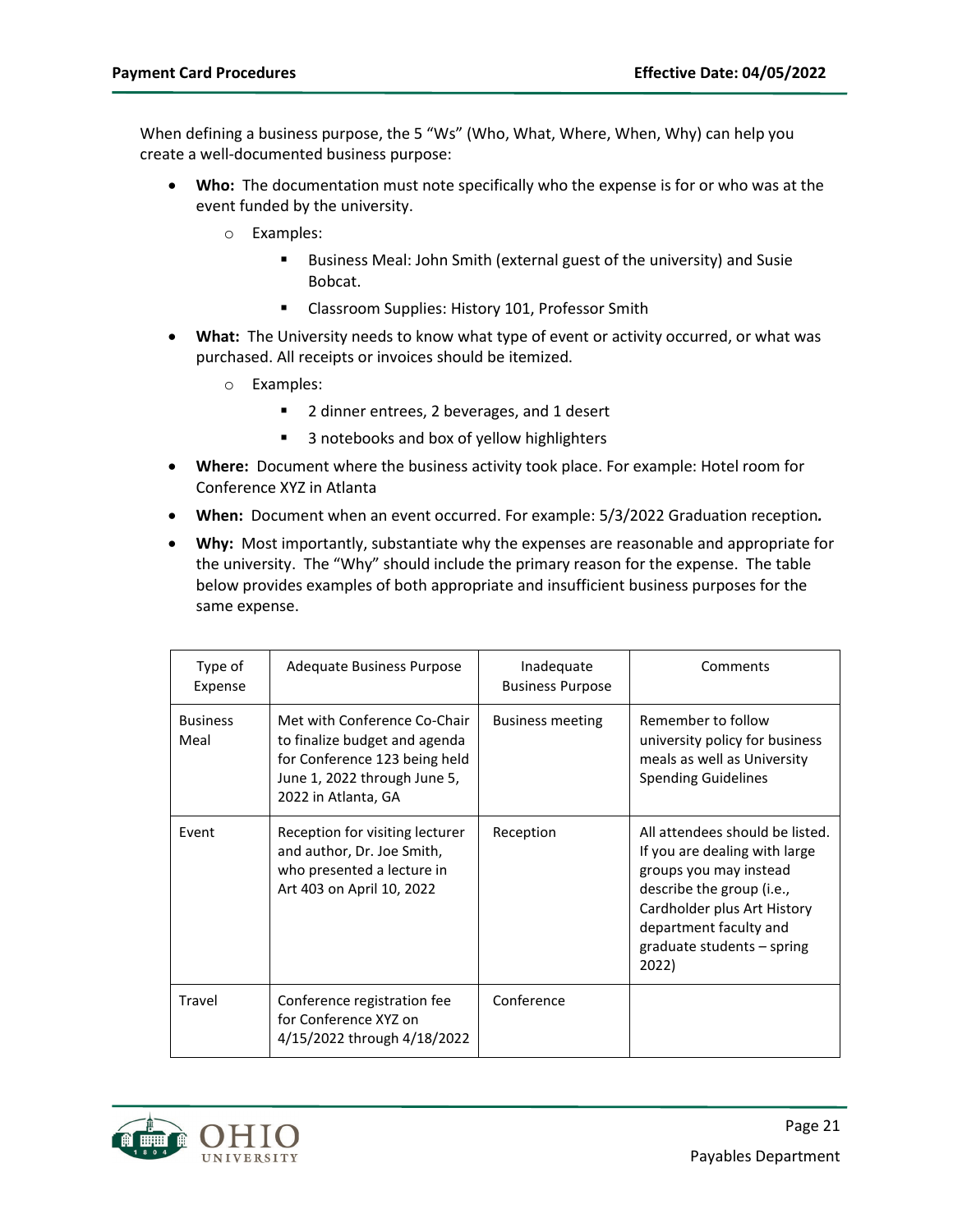When defining a business purpose, the 5 "Ws" (Who, What, Where, When, Why) can help you create a well-documented business purpose:

- **Who:** The documentation must note specifically who the expense is for or who was at the event funded by the university.
  - Examples:
    - Business Meal: John Smith (external guest of the university) and Susie Bobcat.
    - Classroom Supplies: History 101, Professor Smith
- **What:** The University needs to know what type of event or activity occurred, or what was purchased. All receipts or invoices should be itemized.
  - Examples:
    - 2 dinner entrees, 2 beverages, and 1 desert
    - 3 notebooks and box of yellow highlighters
- **Where:** Document where the business activity took place. For example: Hotel room for Conference XYZ in Atlanta
- **When:** Document when an event occurred. For example: 5/3/2022 Graduation reception*.*
- **Why:** Most importantly, substantiate why the expenses are reasonable and appropriate for the university. The "Why" should include the primary reason for the expense. The table below provides examples of both appropriate and insufficient business purposes for the same expense.

| Type of Expense | Adequate Business Purpose | Inadequate Business Purpose | Comments |
| --- | --- | --- | --- |
| Business Meal | Met with Conference Co-Chair to finalize budget and agenda for Conference 123 being held June 1, 2022 through June 5, 2022 in Atlanta, GA | Business meeting | Remember to follow university policy for business meals as well as University Spending Guidelines |
| Event | Reception for visiting lecturer and author, Dr. Joe Smith, who presented a lecture in Art 403 on April 10, 2022 | Reception | All attendees should be listed. If you are dealing with large groups you may instead describe the group (i.e., Cardholder plus Art History department faculty and graduate students – spring 2022) |
| Travel | Conference registration fee for Conference XYZ on 4/15/2022 through 4/18/2022 | Conference | |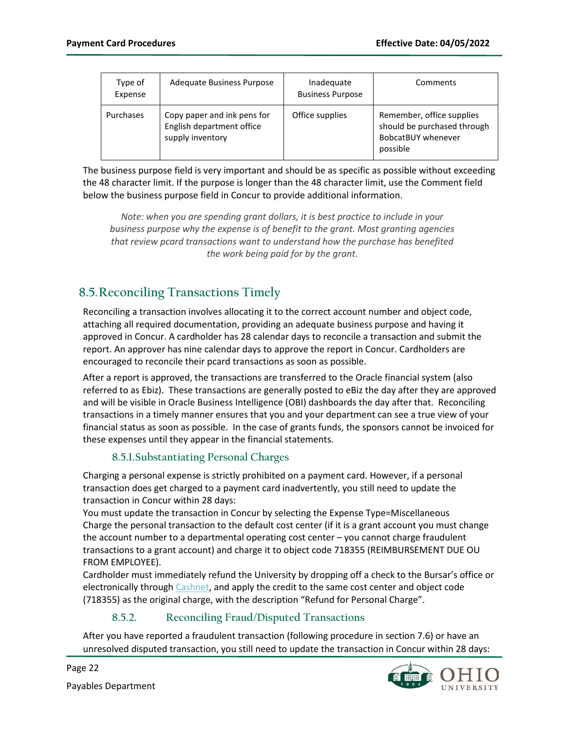| Type of Expense | Adequate Business Purpose | Inadequate Business Purpose | Comments |
|---|---|---|---|
| Purchases | Copy paper and ink pens for English department office supply inventory | Office supplies | Remember, office supplies should be purchased through BobcatBUY whenever possible |

The business purpose field is very important and should be as specific as possible without exceeding the 48 character limit. If the purpose is longer than the 48 character limit, use the Comment field below the business purpose field in Concur to provide additional information.

*Note: when you are spending grant dollars, it is best practice to include in your business purpose why the expense is of benefit to the grant. Most granting agencies that review pcard transactions want to understand how the purchase has benefited the work being paid for by the grant.*

## 8.5. Reconciling Transactions Timely

Reconciling a transaction involves allocating it to the correct account number and object code, attaching all required documentation, providing an adequate business purpose and having it approved in Concur. A cardholder has 28 calendar days to reconcile a transaction and submit the report. An approver has nine calendar days to approve the report in Concur. Cardholders are encouraged to reconcile their pcard transactions as soon as possible.

After a report is approved, the transactions are transferred to the Oracle financial system (also referred to as Ebiz). These transactions are generally posted to eBiz the day after they are approved and will be visible in Oracle Business Intelligence (OBI) dashboards the day after that. Reconciling transactions in a timely manner ensures that you and your department can see a true view of your financial status as soon as possible. In the case of grants funds, the sponsors cannot be invoiced for these expenses until they appear in the financial statements.

### 8.5.1. Substantiating Personal Charges

Charging a personal expense is strictly prohibited on a payment card. However, if a personal transaction does get charged to a payment card inadvertently, you still need to update the transaction in Concur within 28 days:

You must update the transaction in Concur by selecting the Expense Type=Miscellaneous

Charge the personal transaction to the default cost center (if it is a grant account you must change the account number to a departmental operating cost center – you cannot charge fraudulent transactions to a grant account) and charge it to object code 718355 (REIMBURSEMENT DUE OU FROM EMPLOYEE).

Cardholder must immediately refund the University by dropping off a check to the Bursar's office or electronically through Cashnet, and apply the credit to the same cost center and object code (718355) as the original charge, with the description "Refund for Personal Charge".

### 8.5.2. Reconciling Fraud/Disputed Transactions

After you have reported a fraudulent transaction (following procedure in section 7.6) or have an unresolved disputed transaction, you still need to update the transaction in Concur within 28 days: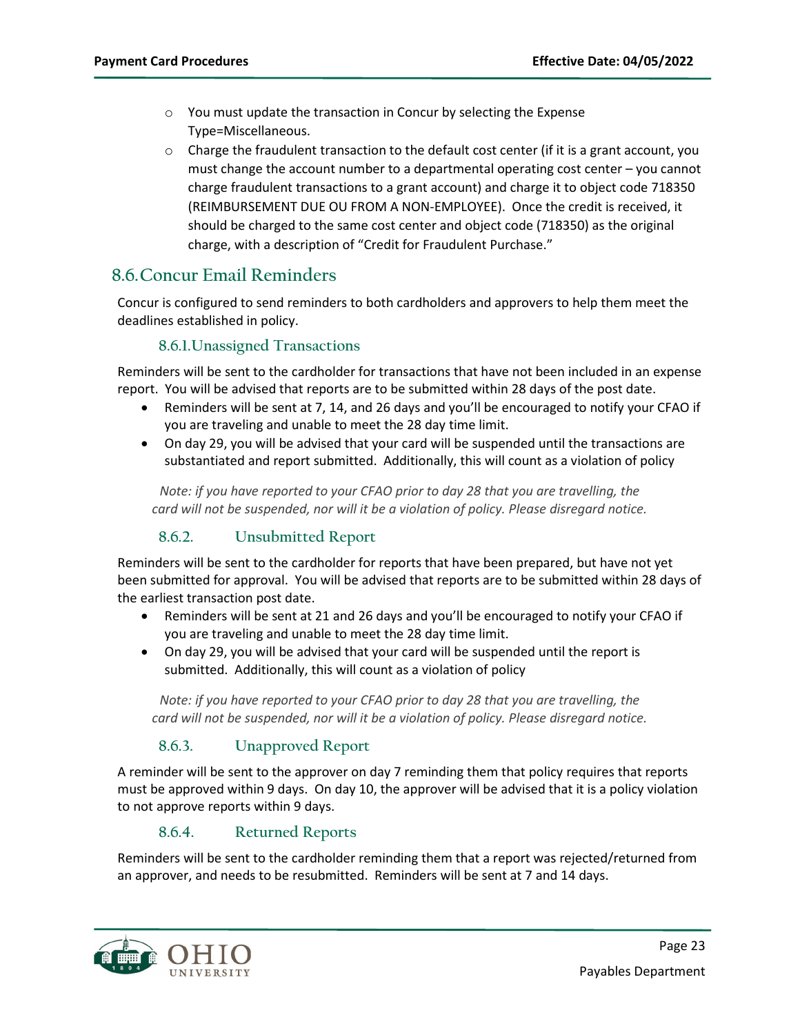- You must update the transaction in Concur by selecting the Expense Type=Miscellaneous.
- Charge the fraudulent transaction to the default cost center (if it is a grant account, you must change the account number to a departmental operating cost center – you cannot charge fraudulent transactions to a grant account) and charge it to object code 718350 (REIMBURSEMENT DUE OU FROM A NON-EMPLOYEE). Once the credit is received, it should be charged to the same cost center and object code (718350) as the original charge, with a description of "Credit for Fraudulent Purchase."

## 8.6. Concur Email Reminders

Concur is configured to send reminders to both cardholders and approvers to help them meet the deadlines established in policy.

### 8.6.1. Unassigned Transactions

Reminders will be sent to the cardholder for transactions that have not been included in an expense report. You will be advised that reports are to be submitted within 28 days of the post date.

- Reminders will be sent at 7, 14, and 26 days and you'll be encouraged to notify your CFAO if you are traveling and unable to meet the 28 day time limit.
- On day 29, you will be advised that your card will be suspended until the transactions are substantiated and report submitted. Additionally, this will count as a violation of policy

*Note: if you have reported to your CFAO prior to day 28 that you are travelling, the card will not be suspended, nor will it be a violation of policy. Please disregard notice.*

### 8.6.2. Unsubmitted Report

Reminders will be sent to the cardholder for reports that have been prepared, but have not yet been submitted for approval. You will be advised that reports are to be submitted within 28 days of the earliest transaction post date.

- Reminders will be sent at 21 and 26 days and you'll be encouraged to notify your CFAO if you are traveling and unable to meet the 28 day time limit.
- On day 29, you will be advised that your card will be suspended until the report is submitted. Additionally, this will count as a violation of policy

*Note: if you have reported to your CFAO prior to day 28 that you are travelling, the card will not be suspended, nor will it be a violation of policy. Please disregard notice.*

### 8.6.3. Unapproved Report

A reminder will be sent to the approver on day 7 reminding them that policy requires that reports must be approved within 9 days. On day 10, the approver will be advised that it is a policy violation to not approve reports within 9 days.

### 8.6.4. Returned Reports

Reminders will be sent to the cardholder reminding them that a report was rejected/returned from an approver, and needs to be resubmitted. Reminders will be sent at 7 and 14 days.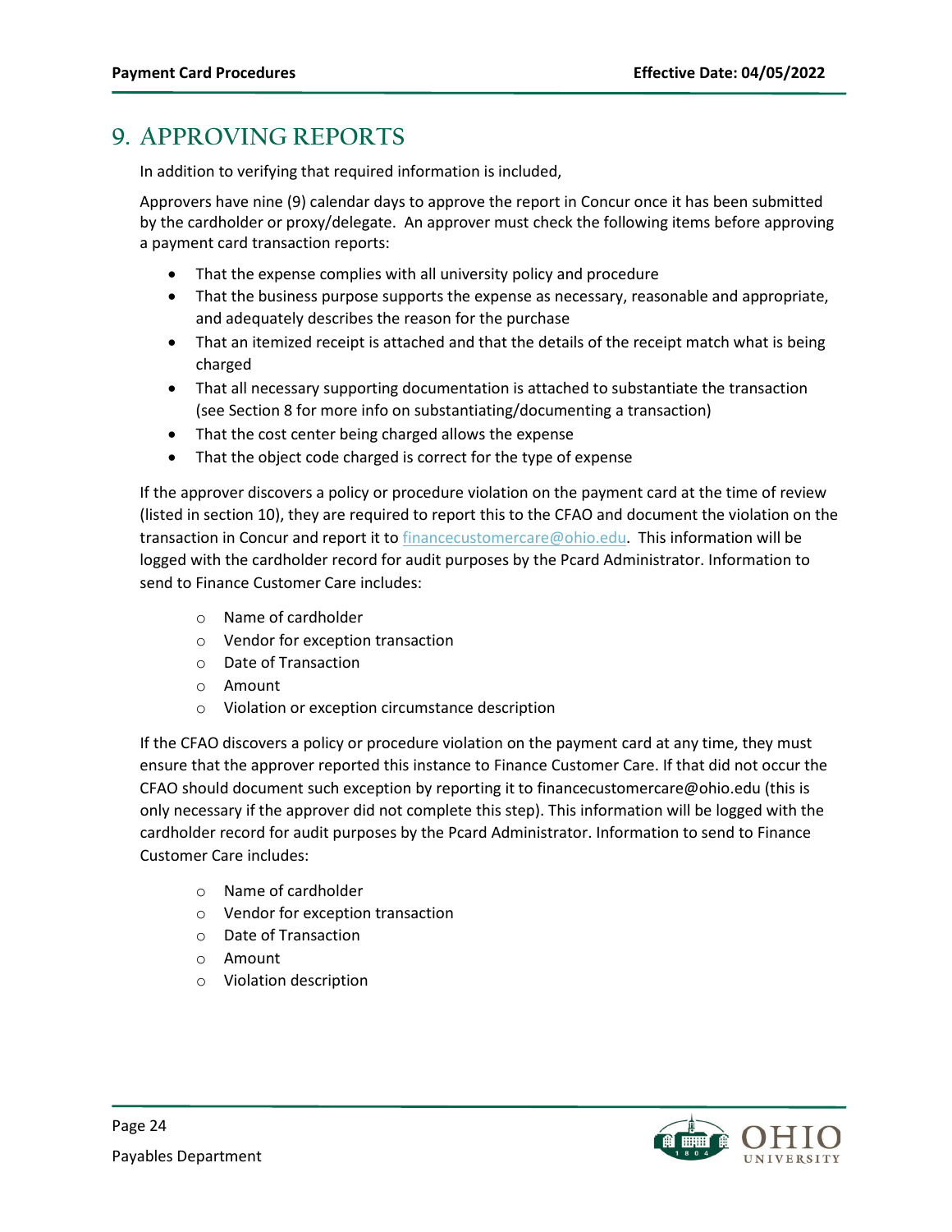# 9. APPROVING REPORTS

In addition to verifying that required information is included,

Approvers have nine (9) calendar days to approve the report in Concur once it has been submitted by the cardholder or proxy/delegate. An approver must check the following items before approving a payment card transaction reports:

- That the expense complies with all university policy and procedure
- That the business purpose supports the expense as necessary, reasonable and appropriate, and adequately describes the reason for the purchase
- That an itemized receipt is attached and that the details of the receipt match what is being charged
- That all necessary supporting documentation is attached to substantiate the transaction (see Section 8 for more info on substantiating/documenting a transaction)
- That the cost center being charged allows the expense
- That the object code charged is correct for the type of expense

If the approver discovers a policy or procedure violation on the payment card at the time of review (listed in section 10), they are required to report this to the CFAO and document the violation on the transaction in Concur and report it to financecustomercare@ohio.edu. This information will be logged with the cardholder record for audit purposes by the Pcard Administrator. Information to send to Finance Customer Care includes:

- Name of cardholder
- Vendor for exception transaction
- Date of Transaction
- Amount
- Violation or exception circumstance description

If the CFAO discovers a policy or procedure violation on the payment card at any time, they must ensure that the approver reported this instance to Finance Customer Care. If that did not occur the CFAO should document such exception by reporting it to financecustomercare@ohio.edu (this is only necessary if the approver did not complete this step). This information will be logged with the cardholder record for audit purposes by the Pcard Administrator. Information to send to Finance Customer Care includes:

- Name of cardholder
- Vendor for exception transaction
- Date of Transaction
- Amount
- Violation description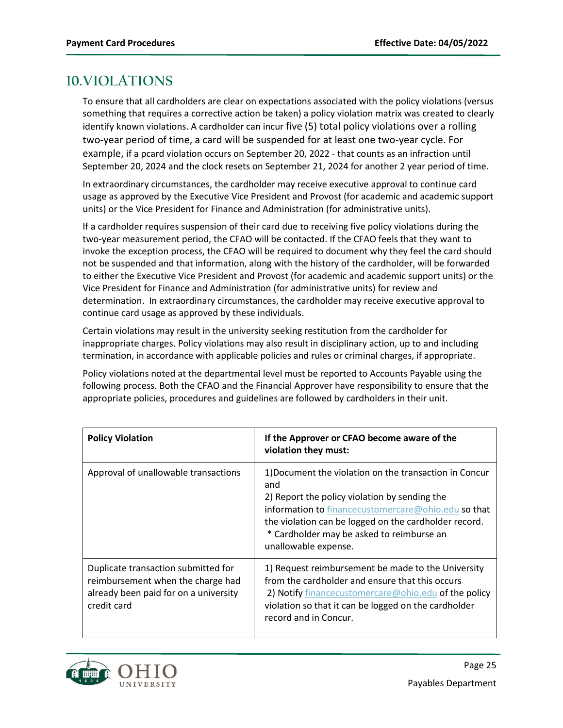# 10.VIOLATIONS

To ensure that all cardholders are clear on expectations associated with the policy violations (versus something that requires a corrective action be taken) a policy violation matrix was created to clearly identify known violations. A cardholder can incur five (5) total policy violations over a rolling two-year period of time, a card will be suspended for at least one two-year cycle. For example, if a pcard violation occurs on September 20, 2022 - that counts as an infraction until September 20, 2024 and the clock resets on September 21, 2024 for another 2 year period of time.

In extraordinary circumstances, the cardholder may receive executive approval to continue card usage as approved by the Executive Vice President and Provost (for academic and academic support units) or the Vice President for Finance and Administration (for administrative units).

If a cardholder requires suspension of their card due to receiving five policy violations during the two-year measurement period, the CFAO will be contacted. If the CFAO feels that they want to invoke the exception process, the CFAO will be required to document why they feel the card should not be suspended and that information, along with the history of the cardholder, will be forwarded to either the Executive Vice President and Provost (for academic and academic support units) or the Vice President for Finance and Administration (for administrative units) for review and determination. In extraordinary circumstances, the cardholder may receive executive approval to continue card usage as approved by these individuals.

Certain violations may result in the university seeking restitution from the cardholder for inappropriate charges. Policy violations may also result in disciplinary action, up to and including termination, in accordance with applicable policies and rules or criminal charges, if appropriate.

Policy violations noted at the departmental level must be reported to Accounts Payable using the following process. Both the CFAO and the Financial Approver have responsibility to ensure that the appropriate policies, procedures and guidelines are followed by cardholders in their unit.

| **Policy Violation** | **If the Approver or CFAO become aware of the violation they must:** |
|---|---|
| Approval of unallowable transactions | 1)Document the violation on the transaction in Concur and<br>2) Report the policy violation by sending the information to financecustomercare@ohio.edu so that the violation can be logged on the cardholder record.<br>* Cardholder may be asked to reimburse an unallowable expense. |
| Duplicate transaction submitted for reimbursement when the charge had already been paid for on a university credit card | 1) Request reimbursement be made to the University from the cardholder and ensure that this occurs<br>2) Notify financecustomercare@ohio.edu of the policy violation so that it can be logged on the cardholder record and in Concur. |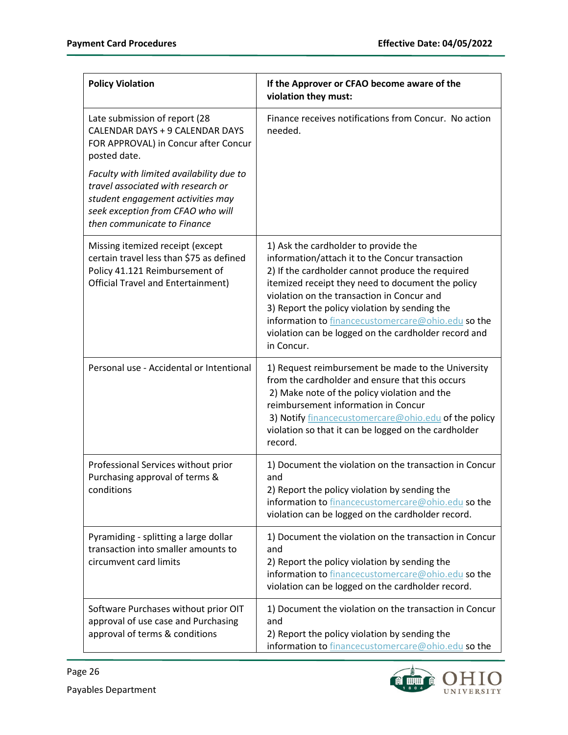| Policy Violation | If the Approver or CFAO become aware of the violation they must: |
|---|---|
| Late submission of report (28 CALENDAR DAYS + 9 CALENDAR DAYS FOR APPROVAL) in Concur after Concur posted date.<br><br>*Faculty with limited availability due to travel associated with research or student engagement activities may seek exception from CFAO who will then communicate to Finance* | Finance receives notifications from Concur. No action needed. |
| Missing itemized receipt (except certain travel less than $75 as defined Policy 41.121 Reimbursement of Official Travel and Entertainment) | 1) Ask the cardholder to provide the information/attach it to the Concur transaction<br>2) If the cardholder cannot produce the required itemized receipt they need to document the policy violation on the transaction in Concur and<br>3) Report the policy violation by sending the information to financecustomercare@ohio.edu so the violation can be logged on the cardholder record and in Concur. |
| Personal use - Accidental or Intentional | 1) Request reimbursement be made to the University from the cardholder and ensure that this occurs<br>2) Make note of the policy violation and the reimbursement information in Concur<br>3) Notify financecustomercare@ohio.edu of the policy violation so that it can be logged on the cardholder record. |
| Professional Services without prior Purchasing approval of terms & conditions | 1) Document the violation on the transaction in Concur and<br>2) Report the policy violation by sending the information to financecustomercare@ohio.edu so the violation can be logged on the cardholder record. |
| Pyramiding - splitting a large dollar transaction into smaller amounts to circumvent card limits | 1) Document the violation on the transaction in Concur and<br>2) Report the policy violation by sending the information to financecustomercare@ohio.edu so the violation can be logged on the cardholder record. |
| Software Purchases without prior OIT approval of use case and Purchasing approval of terms & conditions | 1) Document the violation on the transaction in Concur and<br>2) Report the policy violation by sending the information to financecustomercare@ohio.edu so the |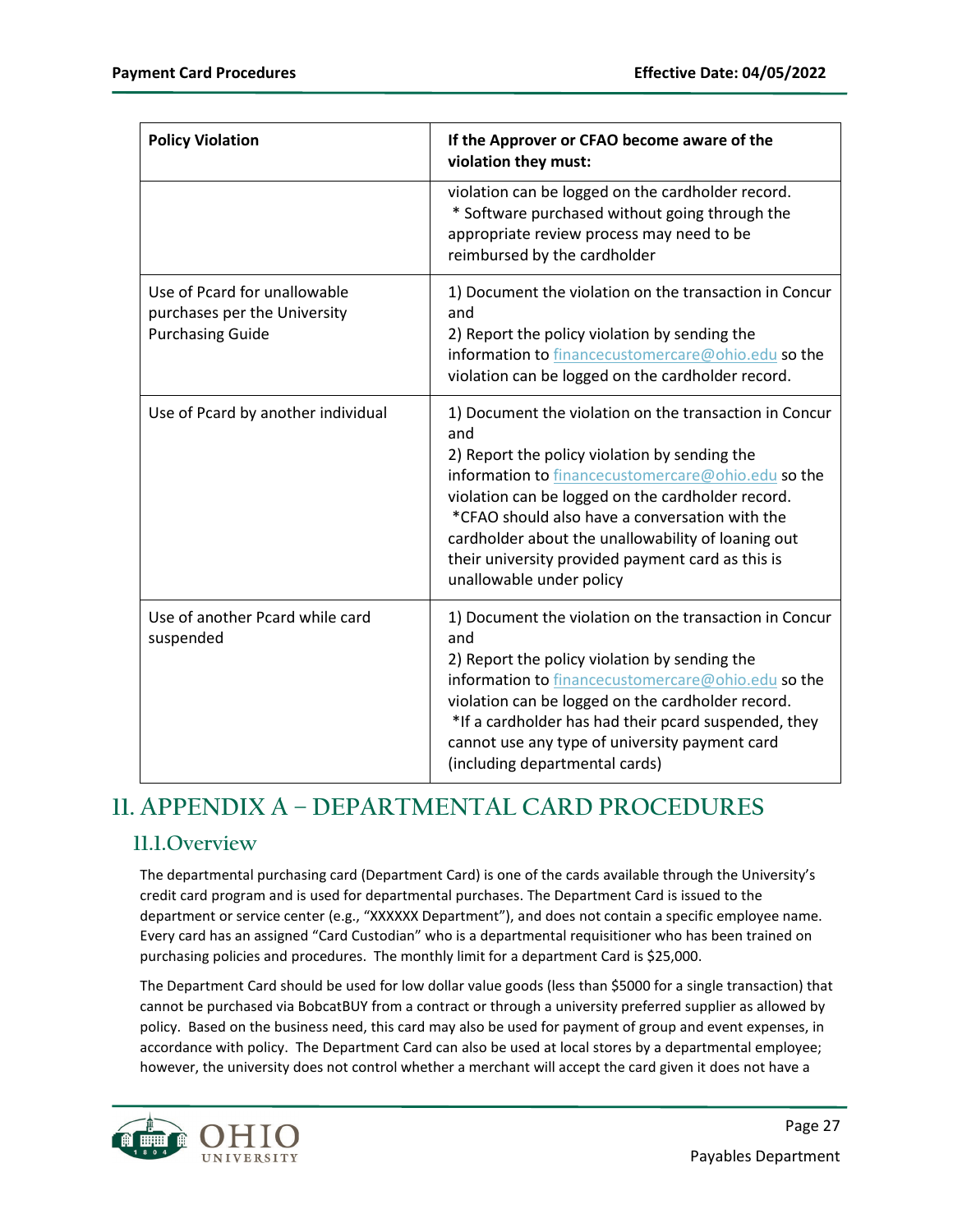| Policy Violation | If the Approver or CFAO become aware of the violation they must: |
| --- | --- |
| | violation can be logged on the cardholder record.<br>* Software purchased without going through the appropriate review process may need to be reimbursed by the cardholder |
| Use of Pcard for unallowable purchases per the University Purchasing Guide | 1) Document the violation on the transaction in Concur and<br>2) Report the policy violation by sending the information to financecustomercare@ohio.edu so the violation can be logged on the cardholder record. |
| Use of Pcard by another individual | 1) Document the violation on the transaction in Concur and<br>2) Report the policy violation by sending the information to financecustomercare@ohio.edu so the violation can be logged on the cardholder record.<br>*CFAO should also have a conversation with the cardholder about the unallowability of loaning out their university provided payment card as this is unallowable under policy |
| Use of another Pcard while card suspended | 1) Document the violation on the transaction in Concur and<br>2) Report the policy violation by sending the information to financecustomercare@ohio.edu so the violation can be logged on the cardholder record.<br>*If a cardholder has had their pcard suspended, they cannot use any type of university payment card (including departmental cards) |

# 11. APPENDIX A – DEPARTMENTAL CARD PROCEDURES

## 11.1. Overview

The departmental purchasing card (Department Card) is one of the cards available through the University's credit card program and is used for departmental purchases. The Department Card is issued to the department or service center (e.g., "XXXXXX Department"), and does not contain a specific employee name. Every card has an assigned "Card Custodian" who is a departmental requisitioner who has been trained on purchasing policies and procedures. The monthly limit for a department Card is $25,000.

The Department Card should be used for low dollar value goods (less than $5000 for a single transaction) that cannot be purchased via BobcatBUY from a contract or through a university preferred supplier as allowed by policy. Based on the business need, this card may also be used for payment of group and event expenses, in accordance with policy. The Department Card can also be used at local stores by a departmental employee; however, the university does not control whether a merchant will accept the card given it does not have a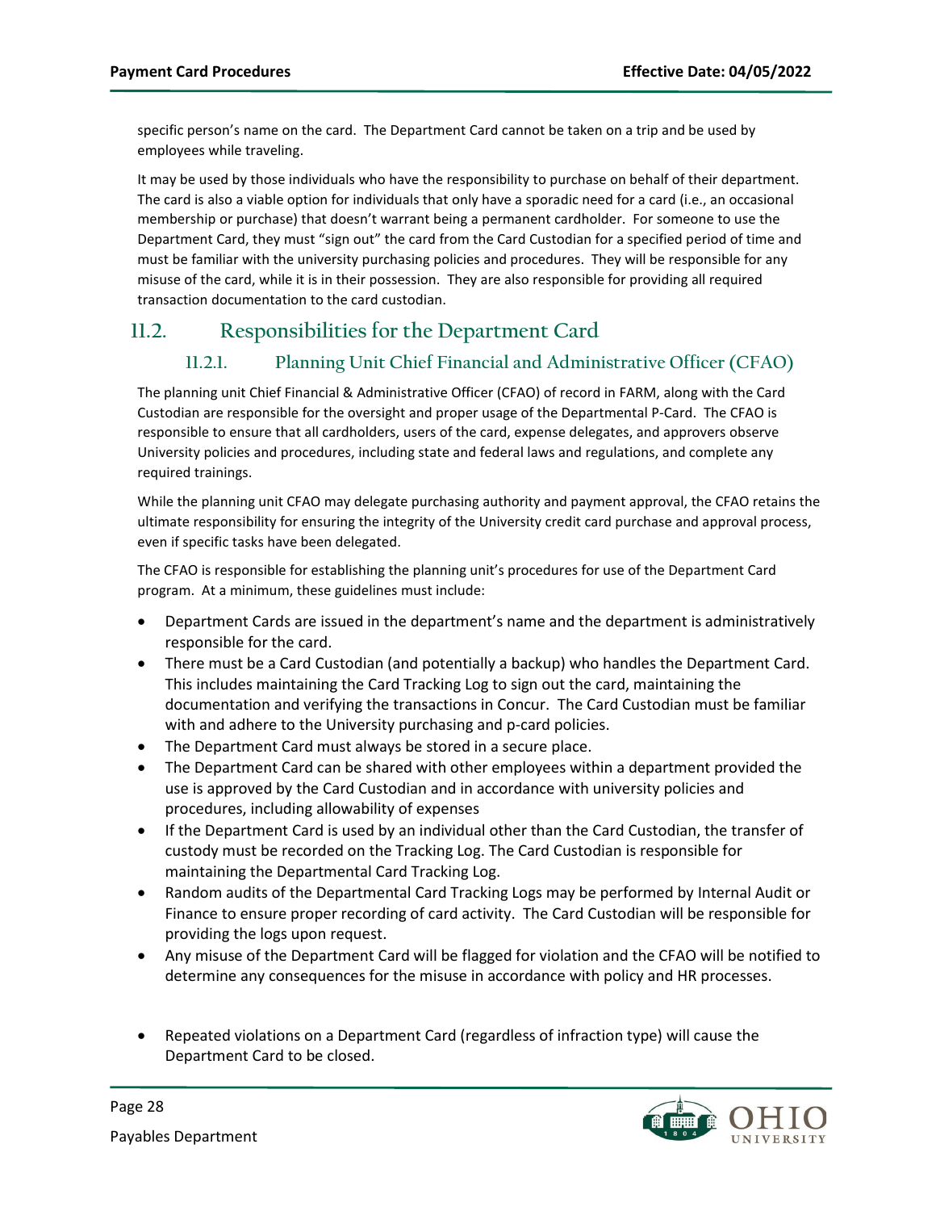specific person's name on the card. The Department Card cannot be taken on a trip and be used by employees while traveling.

It may be used by those individuals who have the responsibility to purchase on behalf of their department. The card is also a viable option for individuals that only have a sporadic need for a card (i.e., an occasional membership or purchase) that doesn't warrant being a permanent cardholder. For someone to use the Department Card, they must "sign out" the card from the Card Custodian for a specified period of time and must be familiar with the university purchasing policies and procedures. They will be responsible for any misuse of the card, while it is in their possession. They are also responsible for providing all required transaction documentation to the card custodian.

## 11.2. Responsibilities for the Department Card

### 11.2.1. Planning Unit Chief Financial and Administrative Officer (CFAO)

The planning unit Chief Financial & Administrative Officer (CFAO) of record in FARM, along with the Card Custodian are responsible for the oversight and proper usage of the Departmental P-Card. The CFAO is responsible to ensure that all cardholders, users of the card, expense delegates, and approvers observe University policies and procedures, including state and federal laws and regulations, and complete any required trainings.

While the planning unit CFAO may delegate purchasing authority and payment approval, the CFAO retains the ultimate responsibility for ensuring the integrity of the University credit card purchase and approval process, even if specific tasks have been delegated.

The CFAO is responsible for establishing the planning unit's procedures for use of the Department Card program. At a minimum, these guidelines must include:

- Department Cards are issued in the department's name and the department is administratively responsible for the card.
- There must be a Card Custodian (and potentially a backup) who handles the Department Card. This includes maintaining the Card Tracking Log to sign out the card, maintaining the documentation and verifying the transactions in Concur. The Card Custodian must be familiar with and adhere to the University purchasing and p-card policies.
- The Department Card must always be stored in a secure place.
- The Department Card can be shared with other employees within a department provided the use is approved by the Card Custodian and in accordance with university policies and procedures, including allowability of expenses
- If the Department Card is used by an individual other than the Card Custodian, the transfer of custody must be recorded on the Tracking Log. The Card Custodian is responsible for maintaining the Departmental Card Tracking Log.
- Random audits of the Departmental Card Tracking Logs may be performed by Internal Audit or Finance to ensure proper recording of card activity. The Card Custodian will be responsible for providing the logs upon request.
- Any misuse of the Department Card will be flagged for violation and the CFAO will be notified to determine any consequences for the misuse in accordance with policy and HR processes.
- Repeated violations on a Department Card (regardless of infraction type) will cause the Department Card to be closed.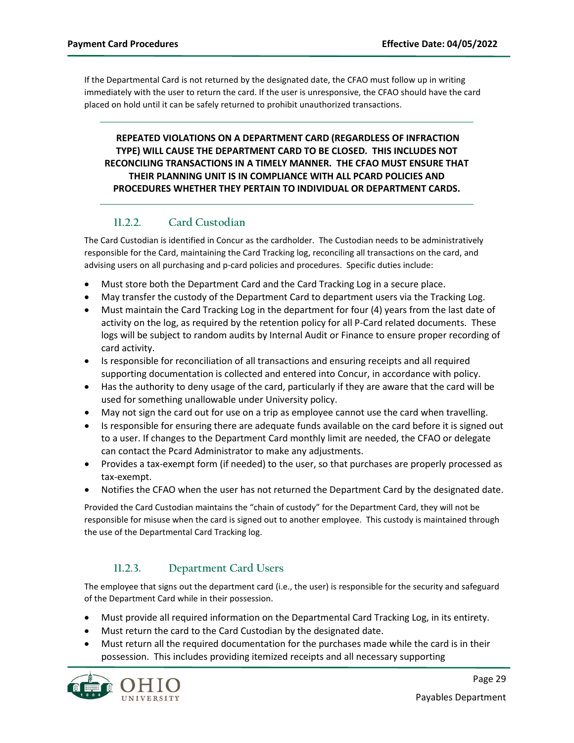If the Departmental Card is not returned by the designated date, the CFAO must follow up in writing immediately with the user to return the card. If the user is unresponsive, the CFAO should have the card placed on hold until it can be safely returned to prohibit unauthorized transactions.

---

**REPEATED VIOLATIONS ON A DEPARTMENT CARD (REGARDLESS OF INFRACTION TYPE) WILL CAUSE THE DEPARTMENT CARD TO BE CLOSED. THIS INCLUDES NOT RECONCILING TRANSACTIONS IN A TIMELY MANNER. THE CFAO MUST ENSURE THAT THEIR PLANNING UNIT IS IN COMPLIANCE WITH ALL PCARD POLICIES AND PROCEDURES WHETHER THEY PERTAIN TO INDIVIDUAL OR DEPARTMENT CARDS.**

---

### 11.2.2. Card Custodian

The Card Custodian is identified in Concur as the cardholder. The Custodian needs to be administratively responsible for the Card, maintaining the Card Tracking log, reconciling all transactions on the card, and advising users on all purchasing and p-card policies and procedures. Specific duties include:

- Must store both the Department Card and the Card Tracking Log in a secure place.
- May transfer the custody of the Department Card to department users via the Tracking Log.
- Must maintain the Card Tracking Log in the department for four (4) years from the last date of activity on the log, as required by the retention policy for all P-Card related documents. These logs will be subject to random audits by Internal Audit or Finance to ensure proper recording of card activity.
- Is responsible for reconciliation of all transactions and ensuring receipts and all required supporting documentation is collected and entered into Concur, in accordance with policy.
- Has the authority to deny usage of the card, particularly if they are aware that the card will be used for something unallowable under University policy.
- May not sign the card out for use on a trip as employee cannot use the card when travelling.
- Is responsible for ensuring there are adequate funds available on the card before it is signed out to a user. If changes to the Department Card monthly limit are needed, the CFAO or delegate can contact the Pcard Administrator to make any adjustments.
- Provides a tax-exempt form (if needed) to the user, so that purchases are properly processed as tax-exempt.
- Notifies the CFAO when the user has not returned the Department Card by the designated date.

Provided the Card Custodian maintains the "chain of custody" for the Department Card, they will not be responsible for misuse when the card is signed out to another employee. This custody is maintained through the use of the Departmental Card Tracking log.

### 11.2.3. Department Card Users

The employee that signs out the department card (i.e., the user) is responsible for the security and safeguard of the Department Card while in their possession.

- Must provide all required information on the Departmental Card Tracking Log, in its entirety.
- Must return the card to the Card Custodian by the designated date.
- Must return all the required documentation for the purchases made while the card is in their possession. This includes providing itemized receipts and all necessary supporting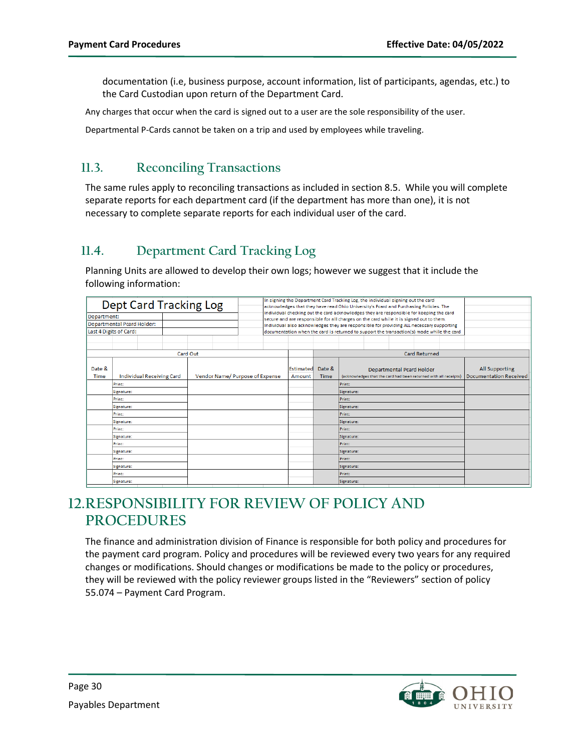documentation (i.e, business purpose, account information, list of participants, agendas, etc.) to the Card Custodian upon return of the Department Card.

Any charges that occur when the card is signed out to a user are the sole responsibility of the user.

Departmental P-Cards cannot be taken on a trip and used by employees while traveling.

### 11.3. Reconciling Transactions

The same rules apply to reconciling transactions as included in section 8.5. While you will complete separate reports for each department card (if the department has more than one), it is not necessary to complete separate reports for each individual user of the card.

### 11.4. Department Card Tracking Log

Planning Units are allowed to develop their own logs; however we suggest that it include the following information:

**Dept Card Tracking Log**

Department:

Departmental Pcard Holder:

Last 4 Digits of Card:

In signing the Department Card Tracking Log, the individual signing out the card acknowledges that they have read Ohio University's Pcard and Purchasing Policies. The individual checking out the card acknowledges they are responsible for keeping the card secure and are responsible for all charges on the card while it is signed out to them. Individual also acknowledges they are responsible for providing ALL necessary supporting documentation when the card is returned to support the transaction(s) made while the card

| Card Out | | | | Card Returned | | |
|---|---|---|---|---|---|---|
| Date & Time | Individual Receiving Card | Vendor Name/ Purpose of Expense | Estimated Amount | Date & Time | Departmental Pcard Holder (acknowledges that the card had been returned with all receipts) | All Supporting Documentation Received |
| | Print: | | | | Print: | |
| | Signature: | | | | Signature: | |
| | Print: | | | | Print: | |
| | Signature: | | | | Signature: | |
| | Print: | | | | Print: | |
| | Signature: | | | | Signature: | |
| | Print: | | | | Print: | |
| | Signature: | | | | Signature: | |
| | Print: | | | | Print: | |
| | Signature: | | | | Signature: | |
| | Print: | | | | Print: | |
| | Signature: | | | | Signature: | |
| | Print: | | | | Print: | |
| | Signature: | | | | Signature: | |

## 12. RESPONSIBILITY FOR REVIEW OF POLICY AND PROCEDURES

The finance and administration division of Finance is responsible for both policy and procedures for the payment card program. Policy and procedures will be reviewed every two years for any required changes or modifications. Should changes or modifications be made to the policy or procedures, they will be reviewed with the policy reviewer groups listed in the "Reviewers" section of policy 55.074 – Payment Card Program.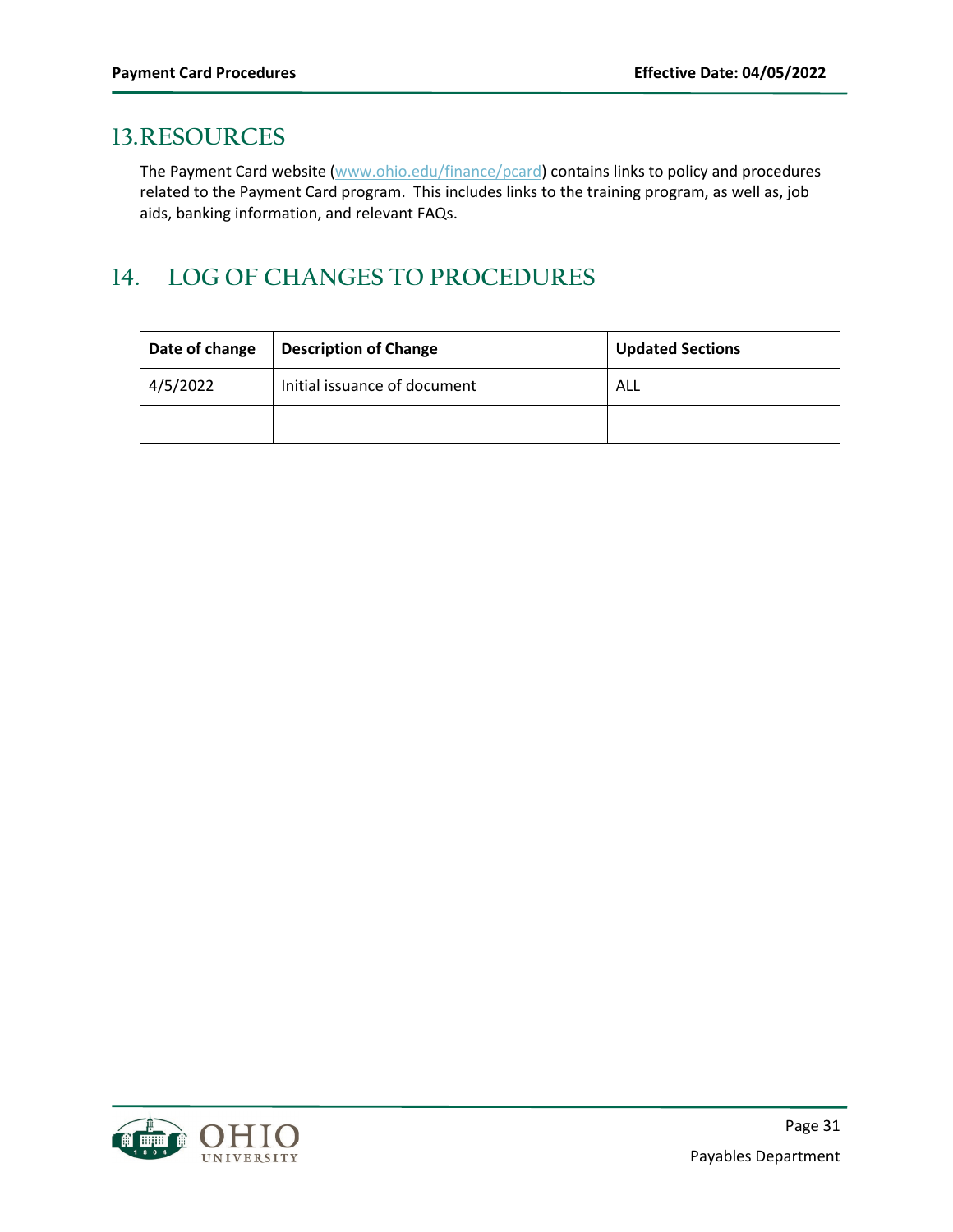## 13. RESOURCES

The Payment Card website (www.ohio.edu/finance/pcard) contains links to policy and procedures related to the Payment Card program. This includes links to the training program, as well as, job aids, banking information, and relevant FAQs.

## 14. LOG OF CHANGES TO PROCEDURES

| Date of change | Description of Change | Updated Sections |
|---|---|---|
| 4/5/2022 | Initial issuance of document | ALL |
| | | |